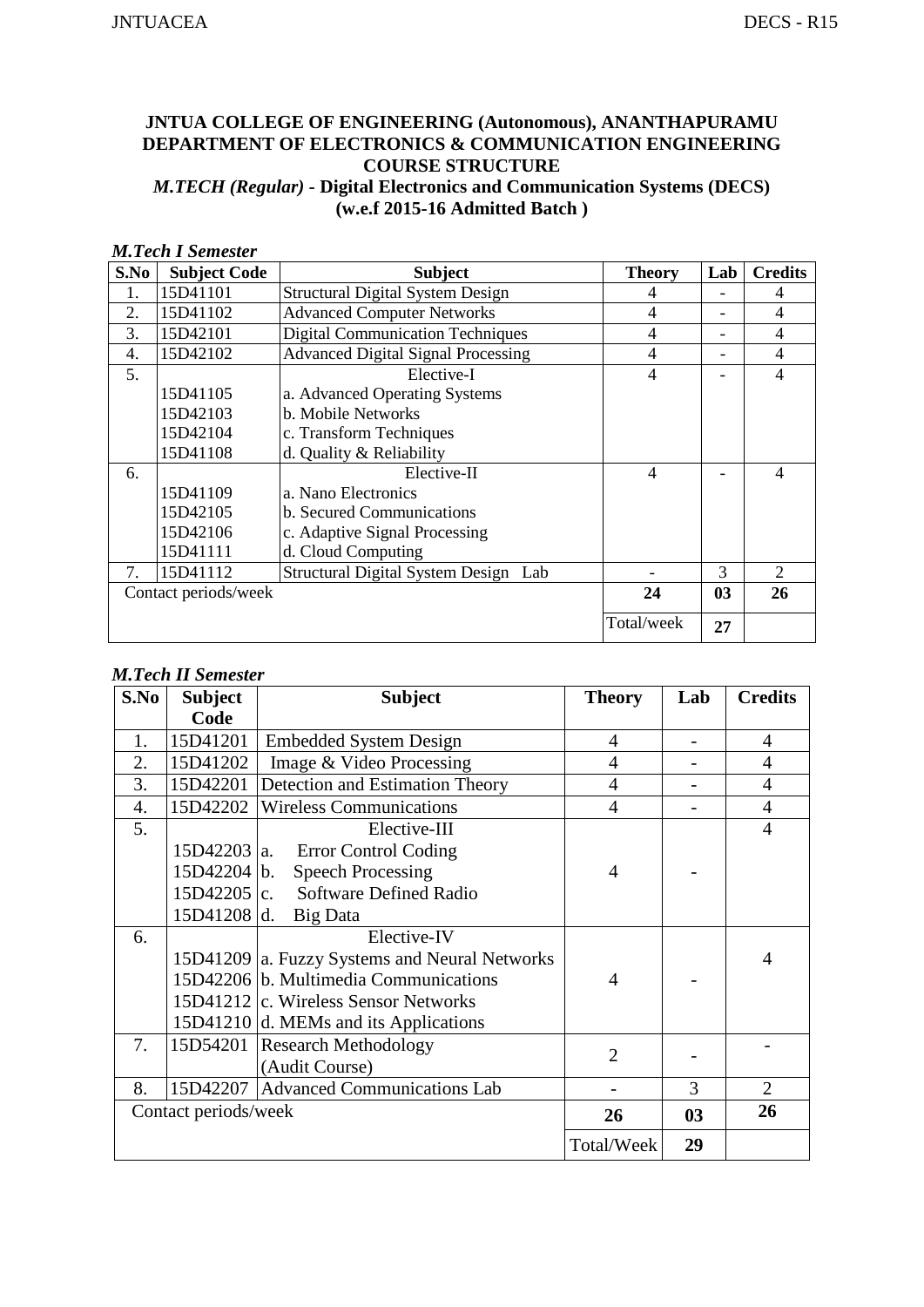**JNTUA COLLEGE OF ENGINEERING (Autonomous), ANANTHAPURAMU**
**DEPARTMENT OF ELECTRONICS & COMMUNICATION ENGINEERING**
**COURSE STRUCTURE**
***M.TECH (Regular)* - Digital Electronics and Communication Systems (DECS)**
**(w.e.f 2015-16 Admitted Batch )**

***M.Tech I Semester***

| S.No | Subject Code | Subject | Theory | Lab | Credits |
|---|---|---|---|---|---|
| 1. | 15D41101 | Structural Digital System Design | 4 | - | 4 |
| 2. | 15D41102 | Advanced Computer Networks | 4 | - | 4 |
| 3. | 15D42101 | Digital Communication Techniques | 4 | - | 4 |
| 4. | 15D42102 | Advanced Digital Signal Processing | 4 | - | 4 |
| 5. | | Elective-I | 4 | - | 4 |
| | 15D41105 | a. Advanced Operating Systems | | | |
| | 15D42103 | b. Mobile Networks | | | |
| | 15D42104 | c. Transform Techniques | | | |
| | 15D41108 | d. Quality & Reliability | | | |
| 6. | | Elective-II | 4 | - | 4 |
| | 15D41109 | a. Nano Electronics | | | |
| | 15D42105 | b. Secured Communications | | | |
| | 15D42106 | c. Adaptive Signal Processing | | | |
| | 15D41111 | d. Cloud Computing | | | |
| 7. | 15D41112 | Structural Digital System Design Lab | - | 3 | 2 |
| Contact periods/week | | | 24 | 03 | 26 |
| | | | Total/week | 27 | |

***M.Tech II Semester***

| S.No | Subject Code | Subject | Theory | Lab | Credits |
|---|---|---|---|---|---|
| 1. | 15D41201 | Embedded System Design | 4 | - | 4 |
| 2. | 15D41202 | Image & Video Processing | 4 | - | 4 |
| 3. | 15D42201 | Detection and Estimation Theory | 4 | - | 4 |
| 4. | 15D42202 | Wireless Communications | 4 | - | 4 |
| 5. | | Elective-III | 4 | - | 4 |
| | 15D42203 | a. Error Control Coding | | | |
| | 15D42204 | b. Speech Processing | | | |
| | 15D42205 | c. Software Defined Radio | | | |
| | 15D41208 | d. Big Data | | | |
| 6. | | Elective-IV | 4 | - | 4 |
| | 15D41209 | a. Fuzzy Systems and Neural Networks | | | |
| | 15D42206 | b. Multimedia Communications | | | |
| | 15D41212 | c. Wireless Sensor Networks | | | |
| | 15D41210 | d. MEMs and its Applications | | | |
| 7. | 15D54201 | Research Methodology (Audit Course) | 2 | - | - |
| 8. | 15D42207 | Advanced Communications Lab | - | 3 | 2 |
| Contact periods/week | | | 26 | 03 | 26 |
| | | | Total/Week | 29 | |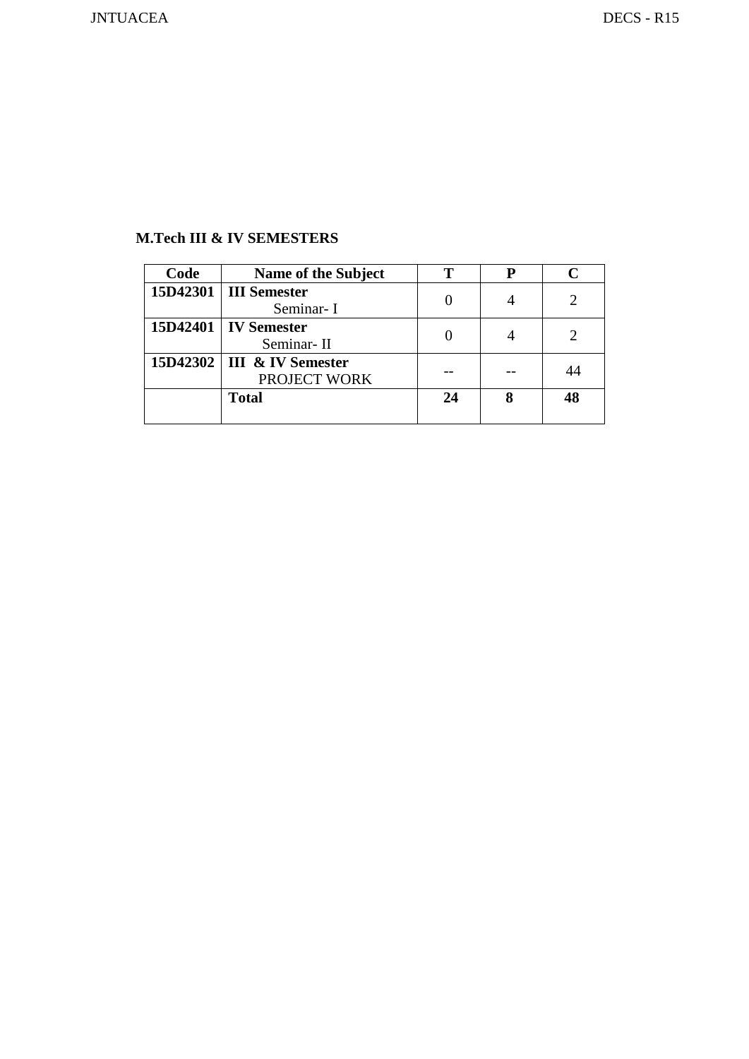**M.Tech III & IV SEMESTERS**

| Code | Name of the Subject | T | P | C |
|---|---|---|---|---|
| 15D42301 | **III Semester** Seminar- I | 0 | 4 | 2 |
| 15D42401 | **IV Semester** Seminar- II | 0 | 4 | 2 |
| 15D42302 | **III & IV Semester** PROJECT WORK | -- | -- | 44 |
| | **Total** | **24** | **8** | **48** |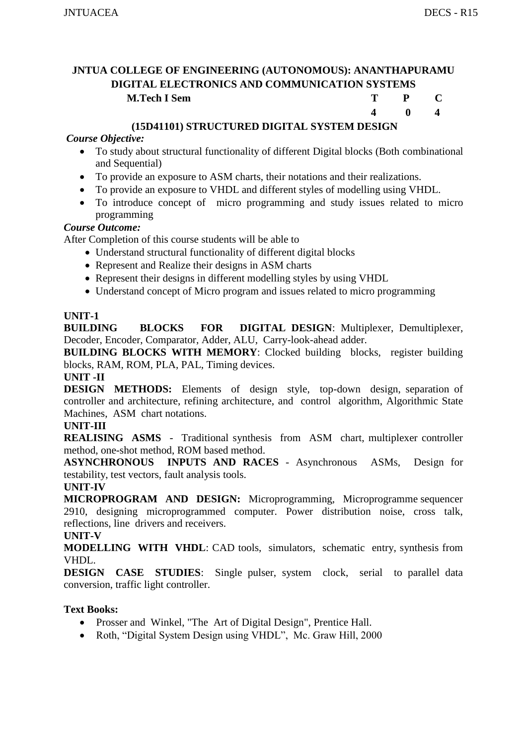## JNTUA COLLEGE OF ENGINEERING (AUTONOMOUS): ANANTHAPURAMU
## DIGITAL ELECTRONICS AND COMMUNICATION SYSTEMS

| M.Tech I Sem | T | P | C |
|---|---|---|---|
| | 4 | 0 | 4 |

### (15D41101) STRUCTURED DIGITAL SYSTEM DESIGN

***Course Objective:***

- To study about structural functionality of different Digital blocks (Both combinational and Sequential)
- To provide an exposure to ASM charts, their notations and their realizations.
- To provide an exposure to VHDL and different styles of modelling using VHDL.
- To introduce concept of micro programming and study issues related to micro programming

***Course Outcome:***

After Completion of this course students will be able to

- Understand structural functionality of different digital blocks
- Represent and Realize their designs in ASM charts
- Represent their designs in different modelling styles by using VHDL
- Understand concept of Micro program and issues related to micro programming

**UNIT-1**

**BUILDING BLOCKS FOR DIGITAL DESIGN**: Multiplexer, Demultiplexer, Decoder, Encoder, Comparator, Adder, ALU, Carry-look-ahead adder.

**BUILDING BLOCKS WITH MEMORY**: Clocked building blocks, register building blocks, RAM, ROM, PLA, PAL, Timing devices.

**UNIT -II**

**DESIGN METHODS:** Elements of design style, top-down design, separation of controller and architecture, refining architecture, and control algorithm, Algorithmic State Machines, ASM chart notations.

**UNIT-III**

**REALISING ASMS** - Traditional synthesis from ASM chart, multiplexer controller method, one-shot method, ROM based method.

**ASYNCHRONOUS INPUTS AND RACES** - Asynchronous ASMs, Design for testability, test vectors, fault analysis tools.

**UNIT-IV**

**MICROPROGRAM AND DESIGN:** Microprogramming, Microprogramme sequencer 2910, designing microprogrammed computer. Power distribution noise, cross talk, reflections, line drivers and receivers.

**UNIT-V**

**MODELLING WITH VHDL**: CAD tools, simulators, schematic entry, synthesis from VHDL.

**DESIGN CASE STUDIES**: Single pulser, system clock, serial to parallel data conversion, traffic light controller.

**Text Books:**

- Prosser and Winkel, "The Art of Digital Design", Prentice Hall.
- Roth, "Digital System Design using VHDL", Mc. Graw Hill, 2000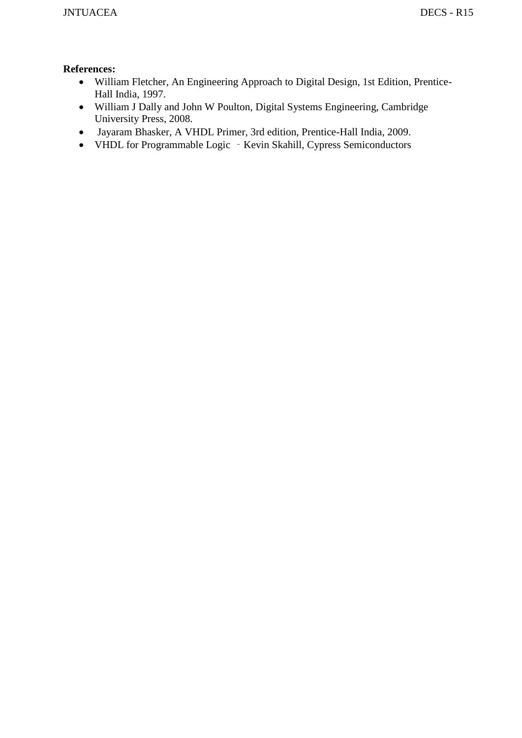**References:**

- William Fletcher, An Engineering Approach to Digital Design, 1st Edition, Prentice-Hall India, 1997.
- William J Dally and John W Poulton, Digital Systems Engineering, Cambridge University Press, 2008.
- Jayaram Bhasker, A VHDL Primer, 3rd edition, Prentice-Hall India, 2009.
- VHDL for Programmable Logic – Kevin Skahill, Cypress Semiconductors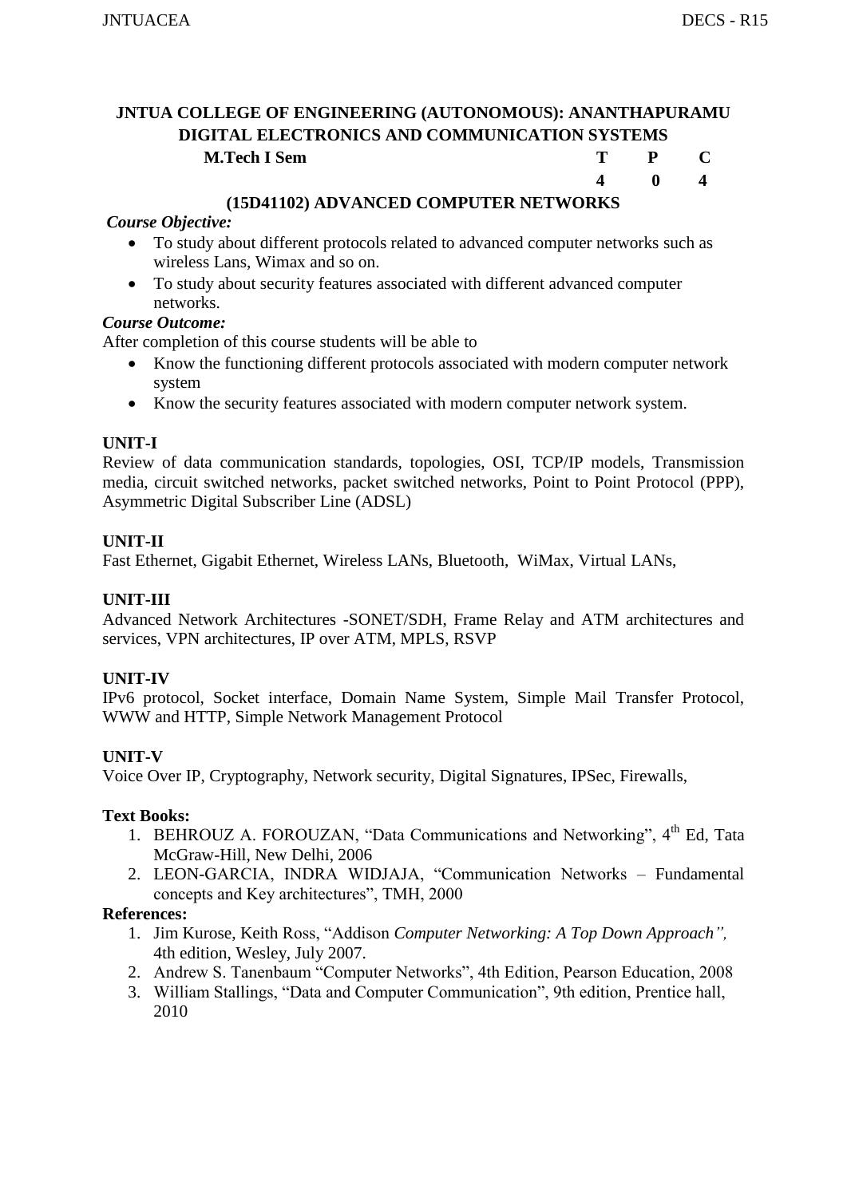**JNTUA COLLEGE OF ENGINEERING (AUTONOMOUS): ANANTHAPURAMU**
**DIGITAL ELECTRONICS AND COMMUNICATION SYSTEMS**

| **M.Tech I Sem** | **T** | **P** | **C** |
|---|---|---|---|
| | **4** | **0** | **4** |

## (15D41102) ADVANCED COMPUTER NETWORKS

***Course Objective:***

- To study about different protocols related to advanced computer networks such as wireless Lans, Wimax and so on.
- To study about security features associated with different advanced computer networks.

***Course Outcome:***

After completion of this course students will be able to

- Know the functioning different protocols associated with modern computer network system
- Know the security features associated with modern computer network system.

**UNIT-I**

Review of data communication standards, topologies, OSI, TCP/IP models, Transmission media, circuit switched networks, packet switched networks, Point to Point Protocol (PPP), Asymmetric Digital Subscriber Line (ADSL)

**UNIT-II**

Fast Ethernet, Gigabit Ethernet, Wireless LANs, Bluetooth, WiMax, Virtual LANs,

**UNIT-III**

Advanced Network Architectures -SONET/SDH, Frame Relay and ATM architectures and services, VPN architectures, IP over ATM, MPLS, RSVP

**UNIT-IV**

IPv6 protocol, Socket interface, Domain Name System, Simple Mail Transfer Protocol, WWW and HTTP, Simple Network Management Protocol

**UNIT-V**

Voice Over IP, Cryptography, Network security, Digital Signatures, IPSec, Firewalls,

**Text Books:**

1. BEHROUZ A. FOROUZAN, "Data Communications and Networking", 4th Ed, Tata McGraw-Hill, New Delhi, 2006
2. LEON-GARCIA, INDRA WIDJAJA, "Communication Networks – Fundamental concepts and Key architectures", TMH, 2000

**References:**

1. Jim Kurose, Keith Ross, "Addison *Computer Networking: A Top Down Approach",* 4th edition, Wesley, July 2007.
2. Andrew S. Tanenbaum "Computer Networks", 4th Edition, Pearson Education, 2008
3. William Stallings, "Data and Computer Communication", 9th edition, Prentice hall, 2010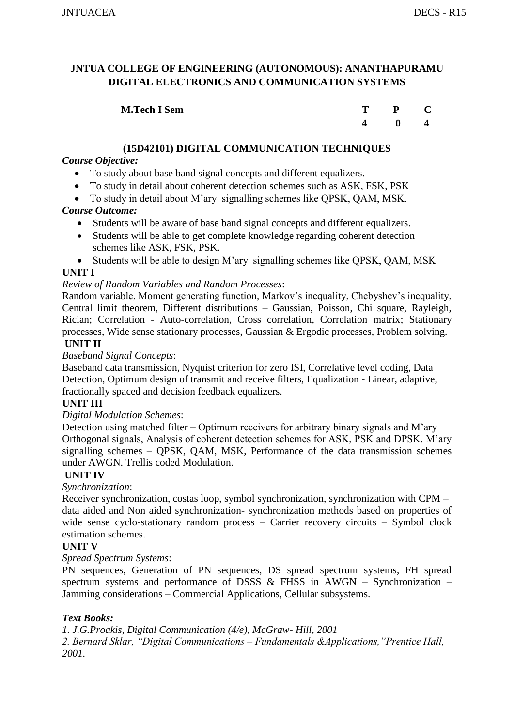## JNTUA COLLEGE OF ENGINEERING (AUTONOMOUS): ANANTHAPURAMU
## DIGITAL ELECTRONICS AND COMMUNICATION SYSTEMS

| **M.Tech I Sem** | **T** | **P** | **C** |
|---|---|---|---|
| | **4** | **0** | **4** |

### (15D42101) DIGITAL COMMUNICATION TECHNIQUES

***Course Objective:***

- To study about base band signal concepts and different equalizers.
- To study in detail about coherent detection schemes such as ASK, FSK, PSK
- To study in detail about M'ary signalling schemes like QPSK, QAM, MSK.

***Course Outcome:***

- Students will be aware of base band signal concepts and different equalizers.
- Students will be able to get complete knowledge regarding coherent detection schemes like ASK, FSK, PSK.
- Students will be able to design M'ary signalling schemes like QPSK, QAM, MSK

**UNIT I**

*Review of Random Variables and Random Processes*:

Random variable, Moment generating function, Markov's inequality, Chebyshev's inequality, Central limit theorem, Different distributions – Gaussian, Poisson, Chi square, Rayleigh, Rician; Correlation - Auto-correlation, Cross correlation, Correlation matrix; Stationary processes, Wide sense stationary processes, Gaussian & Ergodic processes, Problem solving.

**UNIT II**

*Baseband Signal Concepts*:

Baseband data transmission, Nyquist criterion for zero ISI, Correlative level coding, Data Detection, Optimum design of transmit and receive filters, Equalization - Linear, adaptive, fractionally spaced and decision feedback equalizers.

**UNIT III**

*Digital Modulation Schemes*:

Detection using matched filter – Optimum receivers for arbitrary binary signals and M'ary Orthogonal signals, Analysis of coherent detection schemes for ASK, PSK and DPSK, M'ary signalling schemes – QPSK, QAM, MSK, Performance of the data transmission schemes under AWGN. Trellis coded Modulation.

**UNIT IV**

*Synchronization*:

Receiver synchronization, costas loop, symbol synchronization, synchronization with CPM – data aided and Non aided synchronization- synchronization methods based on properties of wide sense cyclo-stationary random process – Carrier recovery circuits – Symbol clock estimation schemes.

**UNIT V**

*Spread Spectrum Systems*:

PN sequences, Generation of PN sequences, DS spread spectrum systems, FH spread spectrum systems and performance of DSSS & FHSS in AWGN – Synchronization – Jamming considerations – Commercial Applications, Cellular subsystems.

***Text Books:***

*1. J.G.Proakis, Digital Communication (4/e), McGraw- Hill, 2001*

*2. Bernard Sklar, "Digital Communications – Fundamentals &Applications,"Prentice Hall, 2001.*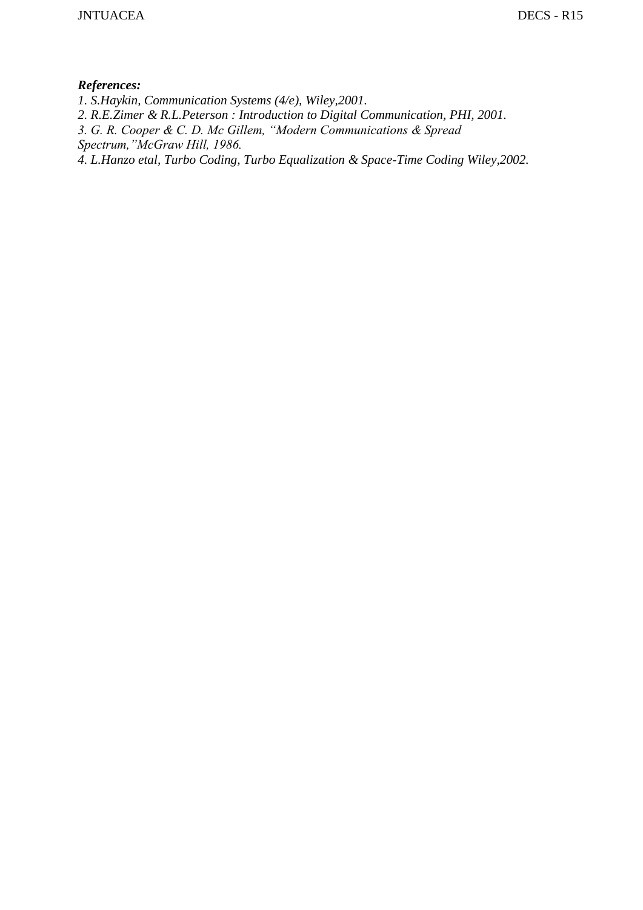***References:***

*1. S.Haykin, Communication Systems (4/e), Wiley,2001.*
*2. R.E.Zimer & R.L.Peterson : Introduction to Digital Communication, PHI, 2001.*
*3. G. R. Cooper & C. D. Mc Gillem, "Modern Communications & Spread Spectrum,"McGraw Hill, 1986.*
*4. L.Hanzo etal, Turbo Coding, Turbo Equalization & Space-Time Coding Wiley,2002.*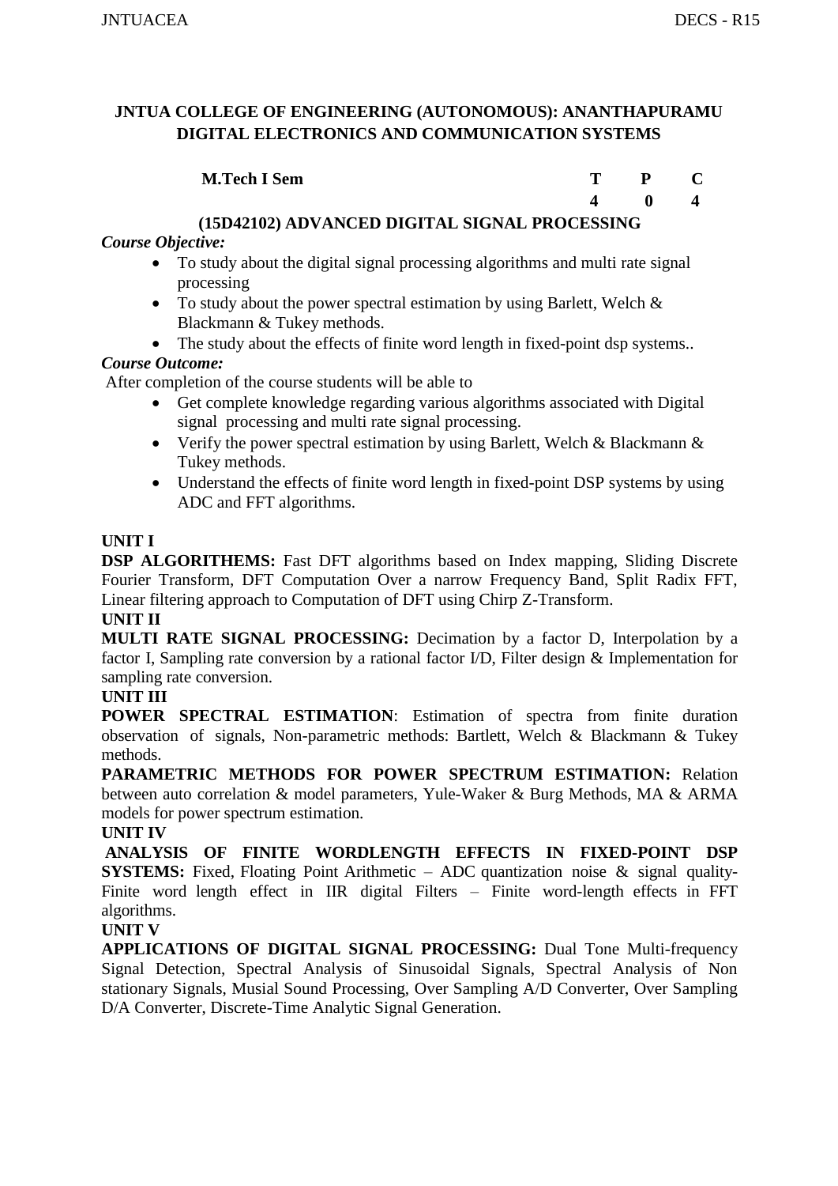**JNTUA COLLEGE OF ENGINEERING (AUTONOMOUS): ANANTHAPURAMU**
**DIGITAL ELECTRONICS AND COMMUNICATION SYSTEMS**

| **M.Tech I Sem** | **T** | **P** | **C** |
|---|---|---|---|
| | **4** | **0** | **4** |

**(15D42102) ADVANCED DIGITAL SIGNAL PROCESSING**

***Course Objective:***

- To study about the digital signal processing algorithms and multi rate signal processing
- To study about the power spectral estimation by using Barlett, Welch & Blackmann & Tukey methods.
- The study about the effects of finite word length in fixed-point dsp systems..

***Course Outcome:***

After completion of the course students will be able to

- Get complete knowledge regarding various algorithms associated with Digital signal processing and multi rate signal processing.
- Verify the power spectral estimation by using Barlett, Welch & Blackmann & Tukey methods.
- Understand the effects of finite word length in fixed-point DSP systems by using ADC and FFT algorithms.

**UNIT I**

**DSP ALGORITHEMS:** Fast DFT algorithms based on Index mapping, Sliding Discrete Fourier Transform, DFT Computation Over a narrow Frequency Band, Split Radix FFT, Linear filtering approach to Computation of DFT using Chirp Z-Transform.

**UNIT II**

**MULTI RATE SIGNAL PROCESSING:** Decimation by a factor D, Interpolation by a factor I, Sampling rate conversion by a rational factor I/D, Filter design & Implementation for sampling rate conversion.

**UNIT III**

**POWER SPECTRAL ESTIMATION**: Estimation of spectra from finite duration observation of signals, Non-parametric methods: Bartlett, Welch & Blackmann & Tukey methods.

**PARAMETRIC METHODS FOR POWER SPECTRUM ESTIMATION:** Relation between auto correlation & model parameters, Yule-Waker & Burg Methods, MA & ARMA models for power spectrum estimation.

**UNIT IV**

**ANALYSIS OF FINITE WORDLENGTH EFFECTS IN FIXED-POINT DSP SYSTEMS:** Fixed, Floating Point Arithmetic – ADC quantization noise & signal quality- Finite word length effect in IIR digital Filters – Finite word-length effects in FFT algorithms.

**UNIT V**

**APPLICATIONS OF DIGITAL SIGNAL PROCESSING:** Dual Tone Multi-frequency Signal Detection, Spectral Analysis of Sinusoidal Signals, Spectral Analysis of Non stationary Signals, Musial Sound Processing, Over Sampling A/D Converter, Over Sampling D/A Converter, Discrete-Time Analytic Signal Generation.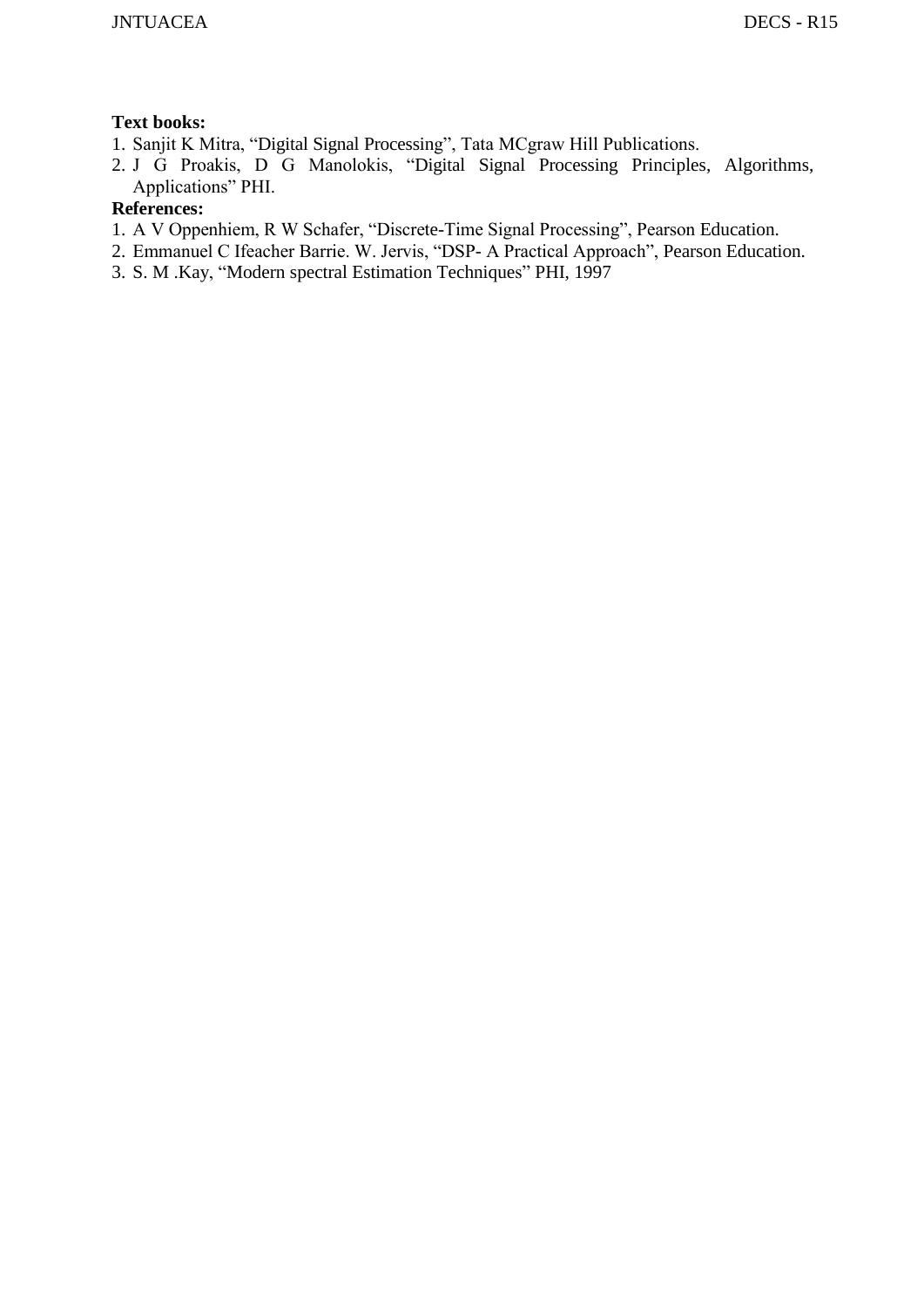**Text books:**

1. Sanjit K Mitra, “Digital Signal Processing”, Tata MCgraw Hill Publications.
2. J G Proakis, D G Manolokis, “Digital Signal Processing Principles, Algorithms, Applications” PHI.

**References:**

1. A V Oppenhiem, R W Schafer, “Discrete-Time Signal Processing”, Pearson Education.
2. Emmanuel C Ifeacher Barrie. W. Jervis, “DSP- A Practical Approach”, Pearson Education.
3. S. M .Kay, “Modern spectral Estimation Techniques” PHI, 1997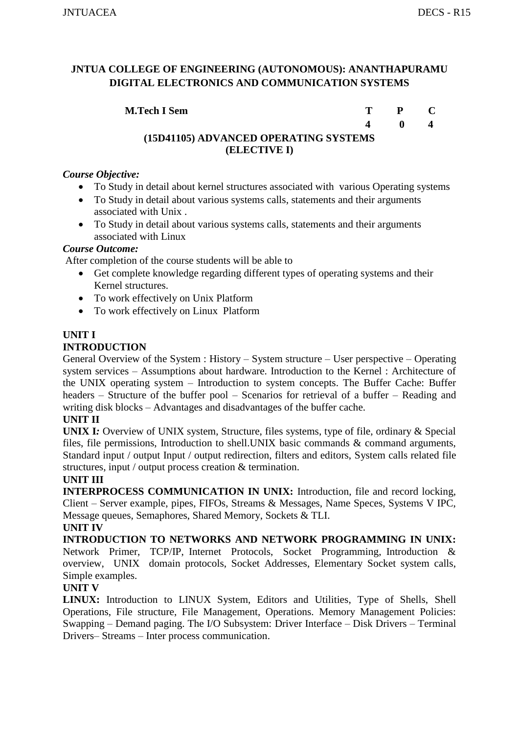**JNTUA COLLEGE OF ENGINEERING (AUTONOMOUS): ANANTHAPURAMU**
**DIGITAL ELECTRONICS AND COMMUNICATION SYSTEMS**

| **M.Tech I Sem** | **T** | **P** | **C** |
|---|---|---|---|
| | **4** | **0** | **4** |

**(15D41105) ADVANCED OPERATING SYSTEMS**
**(ELECTIVE I)**

***Course Objective:***

- To Study in detail about kernel structures associated with various Operating systems
- To Study in detail about various systems calls, statements and their arguments associated with Unix .
- To Study in detail about various systems calls, statements and their arguments associated with Linux

***Course Outcome:***

After completion of the course students will be able to

- Get complete knowledge regarding different types of operating systems and their Kernel structures.
- To work effectively on Unix Platform
- To work effectively on Linux Platform

**UNIT I**

**INTRODUCTION**

General Overview of the System : History – System structure – User perspective – Operating system services – Assumptions about hardware. Introduction to the Kernel : Architecture of the UNIX operating system – Introduction to system concepts. The Buffer Cache: Buffer headers – Structure of the buffer pool – Scenarios for retrieval of a buffer – Reading and writing disk blocks – Advantages and disadvantages of the buffer cache.

**UNIT II**

**UNIX I*:*** Overview of UNIX system, Structure, files systems, type of file, ordinary & Special files, file permissions, Introduction to shell.UNIX basic commands & command arguments, Standard input / output Input / output redirection, filters and editors, System calls related file structures, input / output process creation & termination.

**UNIT III**

**INTERPROCESS COMMUNICATION IN UNIX:** Introduction, file and record locking, Client – Server example, pipes, FIFOs, Streams & Messages, Name Speces, Systems V IPC, Message queues, Semaphores, Shared Memory, Sockets & TLI.

**UNIT IV**

**INTRODUCTION TO NETWORKS AND NETWORK PROGRAMMING IN UNIX:** Network Primer, TCP/IP, Internet Protocols, Socket Programming, Introduction & overview, UNIX domain protocols, Socket Addresses, Elementary Socket system calls, Simple examples.

**UNIT V**

**LINUX:** Introduction to LINUX System, Editors and Utilities, Type of Shells, Shell Operations, File structure, File Management, Operations. Memory Management Policies: Swapping – Demand paging. The I/O Subsystem: Driver Interface – Disk Drivers – Terminal Drivers– Streams – Inter process communication.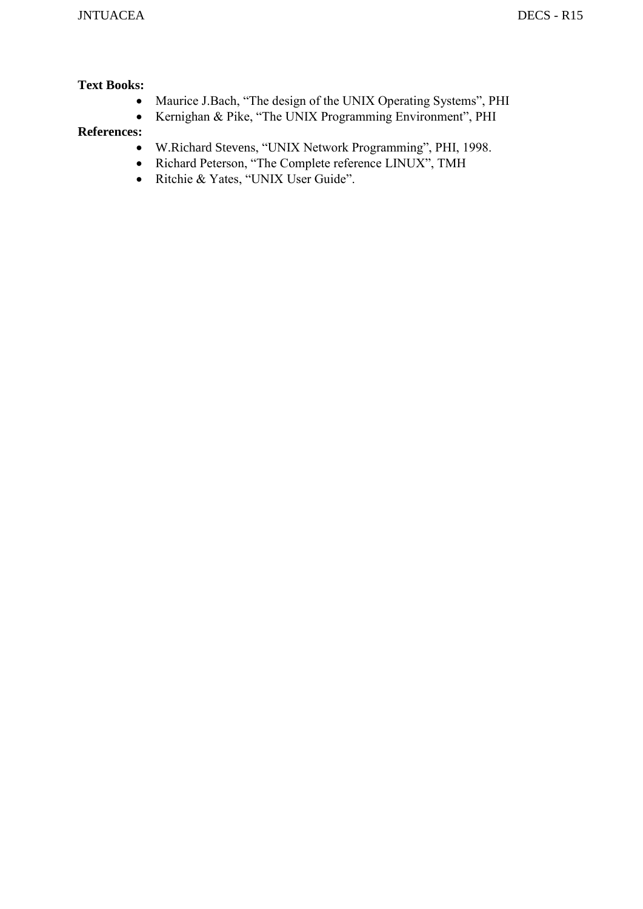**Text Books:**

- Maurice J.Bach, "The design of the UNIX Operating Systems", PHI
- Kernighan & Pike, "The UNIX Programming Environment", PHI

**References:**

- W.Richard Stevens, "UNIX Network Programming", PHI, 1998.
- Richard Peterson, "The Complete reference LINUX", TMH
- Ritchie & Yates, "UNIX User Guide".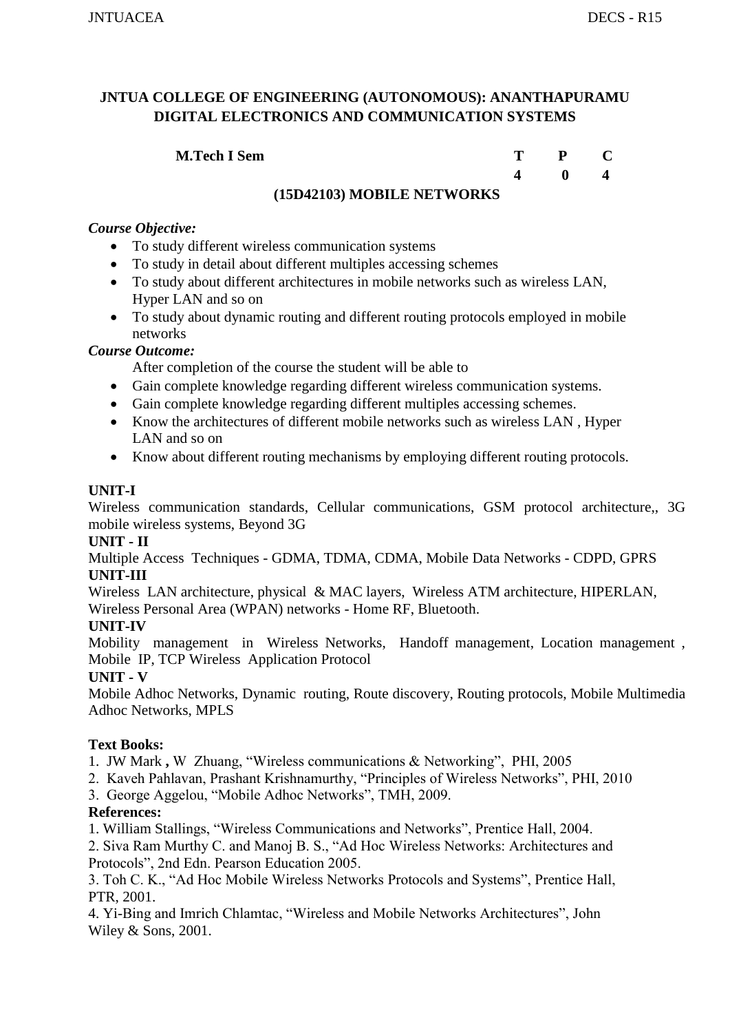# JNTUA COLLEGE OF ENGINEERING (AUTONOMOUS): ANANTHAPURAMU
# DIGITAL ELECTRONICS AND COMMUNICATION SYSTEMS

| **M.Tech I Sem** | **T** | **P** | **C** |
|---|---|---|---|
| | **4** | **0** | **4** |

## (15D42103) MOBILE NETWORKS

***Course Objective:***

- To study different wireless communication systems
- To study in detail about different multiples accessing schemes
- To study about different architectures in mobile networks such as wireless LAN, Hyper LAN and so on
- To study about dynamic routing and different routing protocols employed in mobile networks

***Course Outcome:***

After completion of the course the student will be able to

- Gain complete knowledge regarding different wireless communication systems.
- Gain complete knowledge regarding different multiples accessing schemes.
- Know the architectures of different mobile networks such as wireless LAN , Hyper LAN and so on
- Know about different routing mechanisms by employing different routing protocols.

**UNIT-I**

Wireless communication standards, Cellular communications, GSM protocol architecture,, 3G mobile wireless systems, Beyond 3G

**UNIT - II**

Multiple Access Techniques - GDMA, TDMA, CDMA, Mobile Data Networks - CDPD, GPRS

**UNIT-III**

Wireless LAN architecture, physical & MAC layers, Wireless ATM architecture, HIPERLAN, Wireless Personal Area (WPAN) networks - Home RF, Bluetooth.

**UNIT-IV**

Mobility management in Wireless Networks, Handoff management, Location management , Mobile IP, TCP Wireless Application Protocol

**UNIT - V**

Mobile Adhoc Networks, Dynamic routing, Route discovery, Routing protocols, Mobile Multimedia Adhoc Networks, MPLS

**Text Books:**

1. JW Mark **,** W Zhuang, "Wireless communications & Networking", PHI, 2005
2. Kaveh Pahlavan, Prashant Krishnamurthy, "Principles of Wireless Networks", PHI, 2010
3. George Aggelou, "Mobile Adhoc Networks", TMH, 2009.

**References:**

1. William Stallings, "Wireless Communications and Networks", Prentice Hall, 2004.
2. Siva Ram Murthy C. and Manoj B. S., "Ad Hoc Wireless Networks: Architectures and Protocols", 2nd Edn. Pearson Education 2005.
3. Toh C. K., "Ad Hoc Mobile Wireless Networks Protocols and Systems", Prentice Hall, PTR, 2001.
4. Yi-Bing and Imrich Chlamtac, "Wireless and Mobile Networks Architectures", John Wiley & Sons, 2001.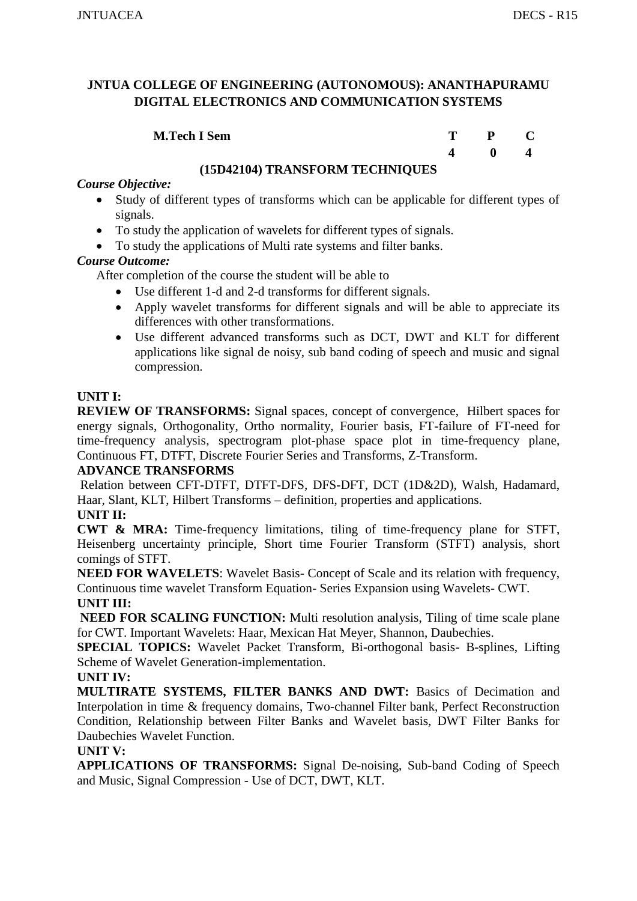## JNTUA COLLEGE OF ENGINEERING (AUTONOMOUS): ANANTHAPURAMU
## DIGITAL ELECTRONICS AND COMMUNICATION SYSTEMS

| **M.Tech I Sem** | **T** | **P** | **C** |
|---|---|---|---|
| | **4** | **0** | **4** |

### (15D42104) TRANSFORM TECHNIQUES

***Course Objective:***

- Study of different types of transforms which can be applicable for different types of signals.
- To study the application of wavelets for different types of signals.
- To study the applications of Multi rate systems and filter banks.

***Course Outcome:***

After completion of the course the student will be able to

- Use different 1-d and 2-d transforms for different signals.
- Apply wavelet transforms for different signals and will be able to appreciate its differences with other transformations.
- Use different advanced transforms such as DCT, DWT and KLT for different applications like signal de noisy, sub band coding of speech and music and signal compression.

**UNIT I:**

**REVIEW OF TRANSFORMS:** Signal spaces, concept of convergence, Hilbert spaces for energy signals, Orthogonality, Ortho normality, Fourier basis, FT-failure of FT-need for time-frequency analysis, spectrogram plot-phase space plot in time-frequency plane, Continuous FT, DTFT, Discrete Fourier Series and Transforms, Z-Transform.

**ADVANCE TRANSFORMS**

Relation between CFT-DTFT, DTFT-DFS, DFS-DFT, DCT (1D&2D), Walsh, Hadamard, Haar, Slant, KLT, Hilbert Transforms – definition, properties and applications.

**UNIT II:**

**CWT & MRA:** Time-frequency limitations, tiling of time-frequency plane for STFT, Heisenberg uncertainty principle, Short time Fourier Transform (STFT) analysis, short comings of STFT.

**NEED FOR WAVELETS**: Wavelet Basis- Concept of Scale and its relation with frequency, Continuous time wavelet Transform Equation- Series Expansion using Wavelets- CWT.

**UNIT III:**

**NEED FOR SCALING FUNCTION:** Multi resolution analysis, Tiling of time scale plane for CWT. Important Wavelets: Haar, Mexican Hat Meyer, Shannon, Daubechies.

**SPECIAL TOPICS:** Wavelet Packet Transform, Bi-orthogonal basis- B-splines, Lifting Scheme of Wavelet Generation-implementation.

**UNIT IV:**

**MULTIRATE SYSTEMS, FILTER BANKS AND DWT:** Basics of Decimation and Interpolation in time & frequency domains, Two-channel Filter bank, Perfect Reconstruction Condition, Relationship between Filter Banks and Wavelet basis, DWT Filter Banks for Daubechies Wavelet Function.

**UNIT V:**

**APPLICATIONS OF TRANSFORMS:** Signal De-noising, Sub-band Coding of Speech and Music, Signal Compression - Use of DCT, DWT, KLT.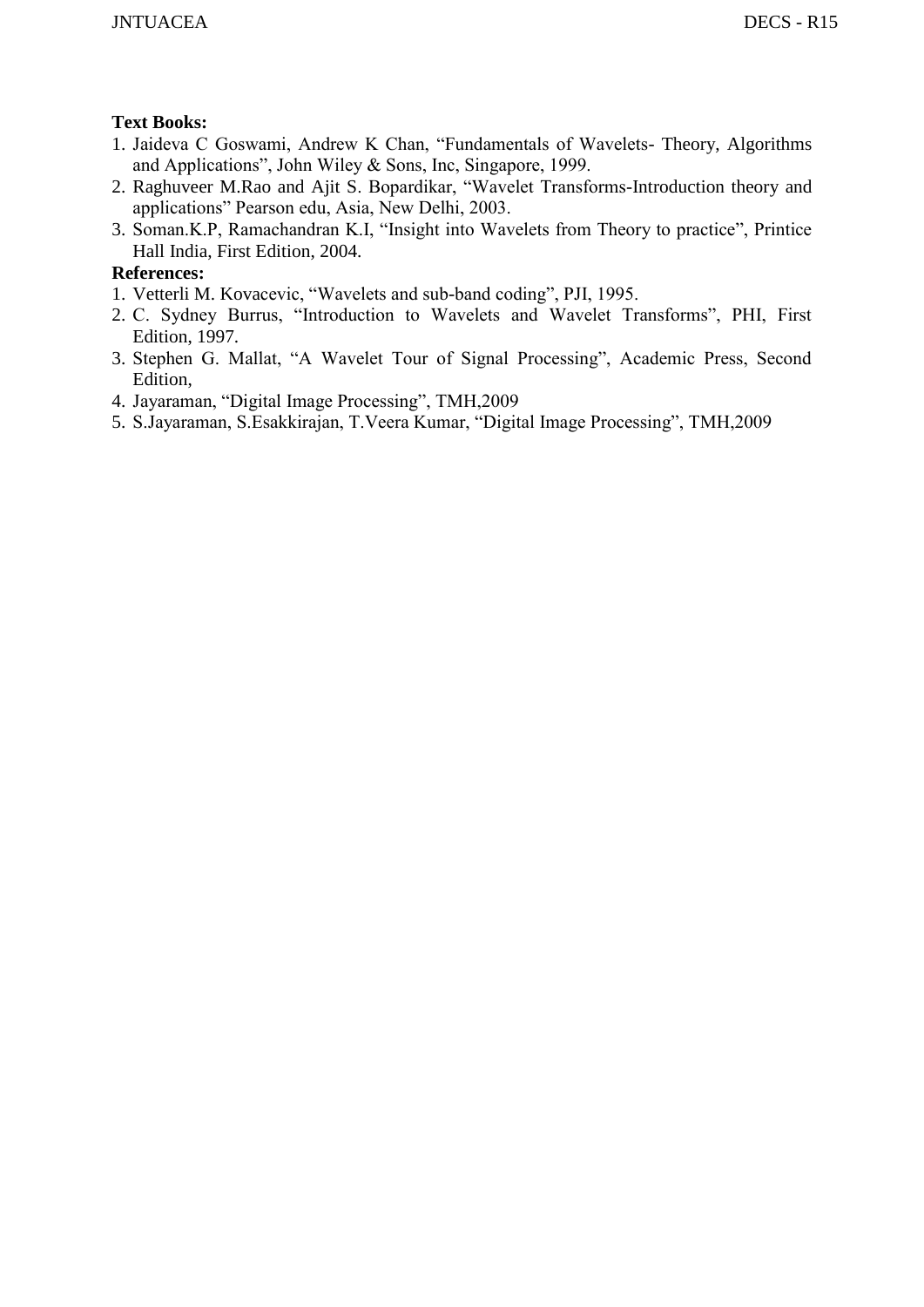**Text Books:**

1. Jaideva C Goswami, Andrew K Chan, "Fundamentals of Wavelets- Theory, Algorithms and Applications", John Wiley & Sons, Inc, Singapore, 1999.
2. Raghuveer M.Rao and Ajit S. Bopardikar, "Wavelet Transforms-Introduction theory and applications" Pearson edu, Asia, New Delhi, 2003.
3. Soman.K.P, Ramachandran K.I, "Insight into Wavelets from Theory to practice", Printice Hall India, First Edition, 2004.

**References:**

1. Vetterli M. Kovacevic, "Wavelets and sub-band coding", PJI, 1995.
2. C. Sydney Burrus, "Introduction to Wavelets and Wavelet Transforms", PHI, First Edition, 1997.
3. Stephen G. Mallat, "A Wavelet Tour of Signal Processing", Academic Press, Second Edition,
4. Jayaraman, "Digital Image Processing", TMH,2009
5. S.Jayaraman, S.Esakkirajan, T.Veera Kumar, "Digital Image Processing", TMH,2009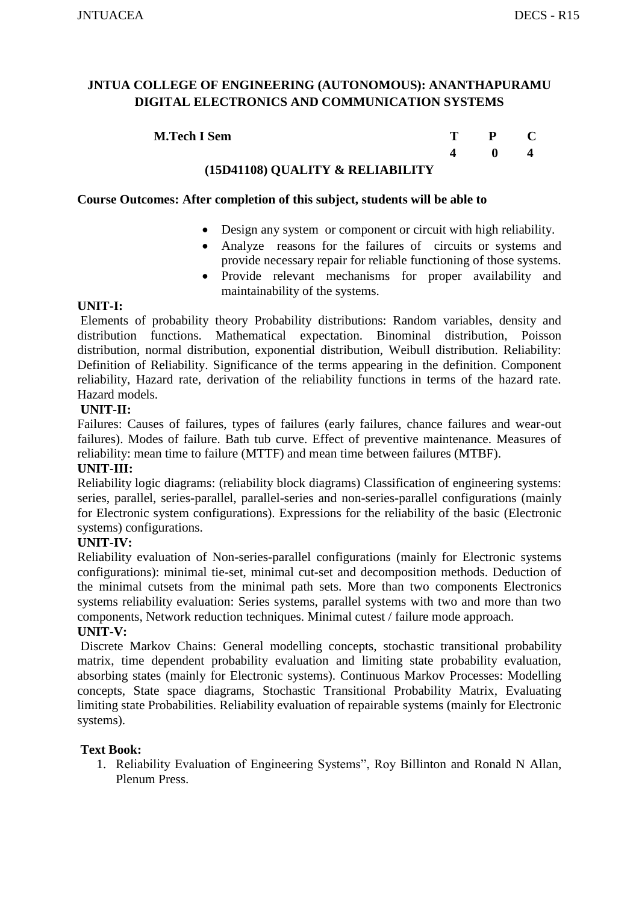**JNTUA COLLEGE OF ENGINEERING (AUTONOMOUS): ANANTHAPURAMU**
**DIGITAL ELECTRONICS AND COMMUNICATION SYSTEMS**

| **M.Tech I Sem** | **T** | **P** | **C** |
|---|---|---|---|
| | **4** | **0** | **4** |

**(15D41108) QUALITY & RELIABILITY**

**Course Outcomes: After completion of this subject, students will be able to**

- Design any system or component or circuit with high reliability.
- Analyze reasons for the failures of circuits or systems and provide necessary repair for reliable functioning of those systems.
- Provide relevant mechanisms for proper availability and maintainability of the systems.

**UNIT-I:**

Elements of probability theory Probability distributions: Random variables, density and distribution functions. Mathematical expectation. Binominal distribution, Poisson distribution, normal distribution, exponential distribution, Weibull distribution. Reliability: Definition of Reliability. Significance of the terms appearing in the definition. Component reliability, Hazard rate, derivation of the reliability functions in terms of the hazard rate. Hazard models.

**UNIT-II:**

Failures: Causes of failures, types of failures (early failures, chance failures and wear-out failures). Modes of failure. Bath tub curve. Effect of preventive maintenance. Measures of reliability: mean time to failure (MTTF) and mean time between failures (MTBF).

**UNIT-III:**

Reliability logic diagrams: (reliability block diagrams) Classification of engineering systems: series, parallel, series-parallel, parallel-series and non-series-parallel configurations (mainly for Electronic system configurations). Expressions for the reliability of the basic (Electronic systems) configurations.

**UNIT-IV:**

Reliability evaluation of Non-series-parallel configurations (mainly for Electronic systems configurations): minimal tie-set, minimal cut-set and decomposition methods. Deduction of the minimal cutsets from the minimal path sets. More than two components Electronics systems reliability evaluation: Series systems, parallel systems with two and more than two components, Network reduction techniques. Minimal cutest / failure mode approach.

**UNIT-V:**

Discrete Markov Chains: General modelling concepts, stochastic transitional probability matrix, time dependent probability evaluation and limiting state probability evaluation, absorbing states (mainly for Electronic systems). Continuous Markov Processes: Modelling concepts, State space diagrams, Stochastic Transitional Probability Matrix, Evaluating limiting state Probabilities. Reliability evaluation of repairable systems (mainly for Electronic systems).

**Text Book:**

1. Reliability Evaluation of Engineering Systems", Roy Billinton and Ronald N Allan, Plenum Press.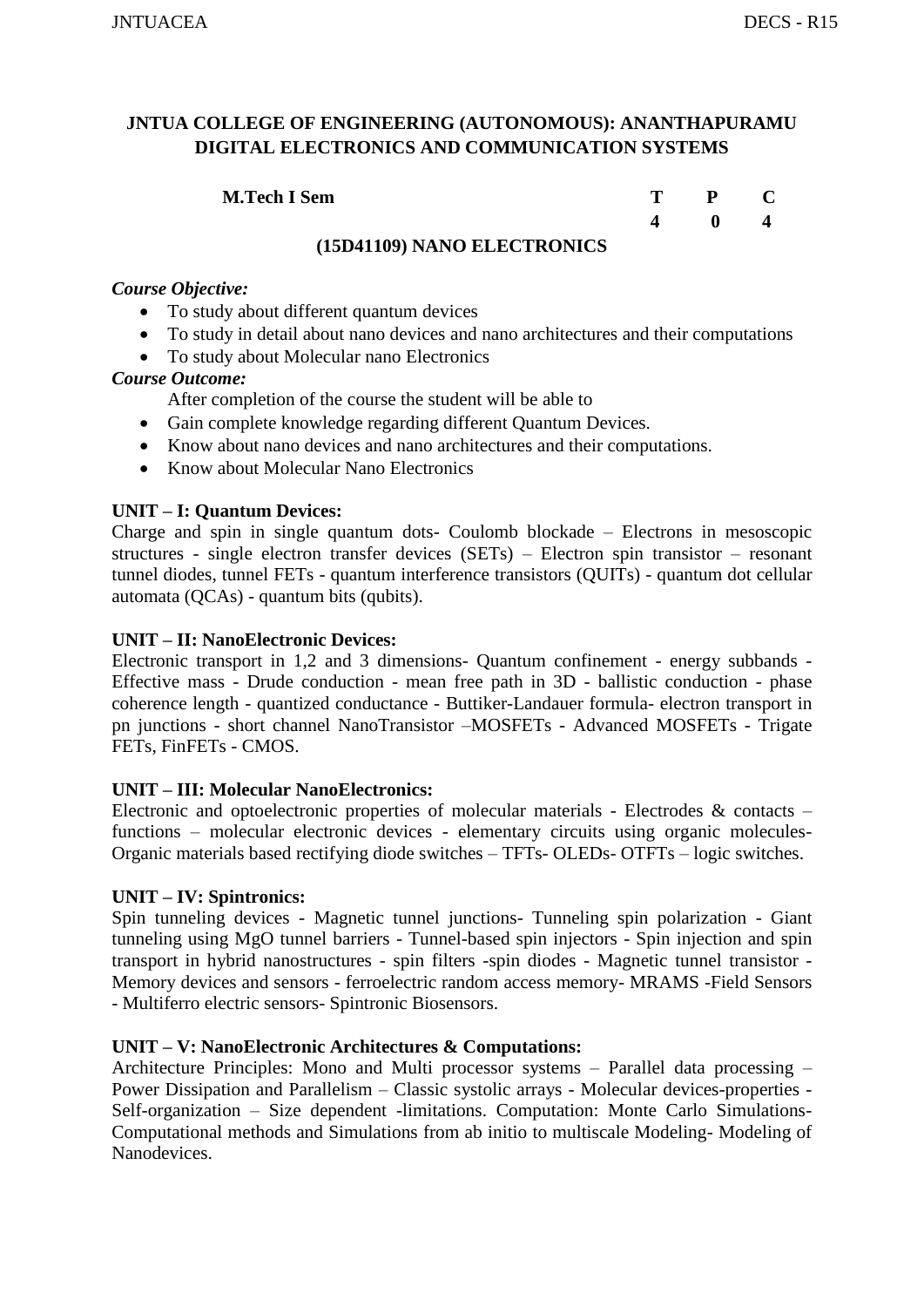**JNTUA COLLEGE OF ENGINEERING (AUTONOMOUS): ANANTHAPURAMU**
**DIGITAL ELECTRONICS AND COMMUNICATION SYSTEMS**

| **M.Tech I Sem** | **T** | **P** | **C** |
|---|---|---|---|
| | **4** | **0** | **4** |

**(15D41109) NANO ELECTRONICS**

***Course Objective:***

- To study about different quantum devices
- To study in detail about nano devices and nano architectures and their computations
- To study about Molecular nano Electronics

***Course Outcome:***

After completion of the course the student will be able to

- Gain complete knowledge regarding different Quantum Devices.
- Know about nano devices and nano architectures and their computations.
- Know about Molecular Nano Electronics

**UNIT – I: Quantum Devices:**

Charge and spin in single quantum dots- Coulomb blockade – Electrons in mesoscopic structures - single electron transfer devices (SETs) – Electron spin transistor – resonant tunnel diodes, tunnel FETs - quantum interference transistors (QUITs) - quantum dot cellular automata (QCAs) - quantum bits (qubits).

**UNIT – II: NanoElectronic Devices:**

Electronic transport in 1,2 and 3 dimensions- Quantum confinement - energy subbands - Effective mass - Drude conduction - mean free path in 3D - ballistic conduction - phase coherence length - quantized conductance - Buttiker-Landauer formula- electron transport in pn junctions - short channel NanoTransistor –MOSFETs - Advanced MOSFETs - Trigate FETs, FinFETs - CMOS.

**UNIT – III: Molecular NanoElectronics:**

Electronic and optoelectronic properties of molecular materials - Electrodes & contacts – functions – molecular electronic devices - elementary circuits using organic molecules- Organic materials based rectifying diode switches – TFTs- OLEDs- OTFTs – logic switches.

**UNIT – IV: Spintronics:**

Spin tunneling devices - Magnetic tunnel junctions- Tunneling spin polarization - Giant tunneling using MgO tunnel barriers - Tunnel-based spin injectors - Spin injection and spin transport in hybrid nanostructures - spin filters -spin diodes - Magnetic tunnel transistor - Memory devices and sensors - ferroelectric random access memory- MRAMS -Field Sensors - Multiferro electric sensors- Spintronic Biosensors.

**UNIT – V: NanoElectronic Architectures & Computations:**

Architecture Principles: Mono and Multi processor systems – Parallel data processing – Power Dissipation and Parallelism – Classic systolic arrays - Molecular devices-properties - Self-organization – Size dependent -limitations. Computation: Monte Carlo Simulations- Computational methods and Simulations from ab initio to multiscale Modeling- Modeling of Nanodevices.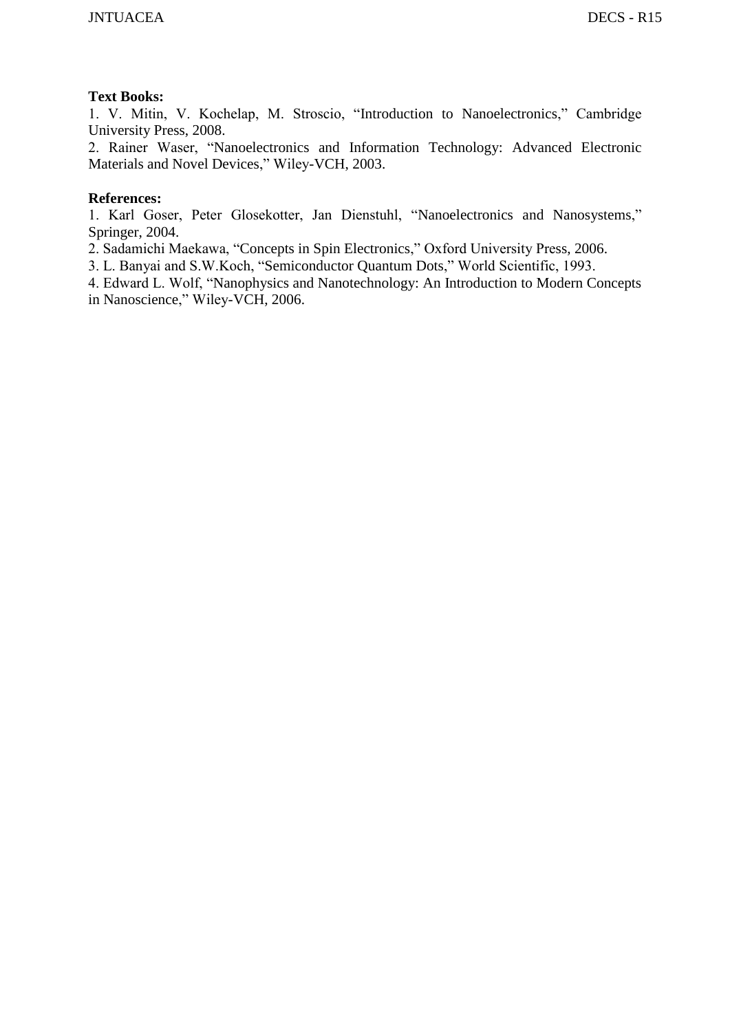**Text Books:**

1. V. Mitin, V. Kochelap, M. Stroscio, "Introduction to Nanoelectronics," Cambridge University Press, 2008.
2. Rainer Waser, "Nanoelectronics and Information Technology: Advanced Electronic Materials and Novel Devices," Wiley-VCH, 2003.

**References:**

1. Karl Goser, Peter Glosekotter, Jan Dienstuhl, "Nanoelectronics and Nanosystems," Springer, 2004.
2. Sadamichi Maekawa, "Concepts in Spin Electronics," Oxford University Press, 2006.
3. L. Banyai and S.W.Koch, "Semiconductor Quantum Dots," World Scientific, 1993.
4. Edward L. Wolf, "Nanophysics and Nanotechnology: An Introduction to Modern Concepts in Nanoscience," Wiley-VCH, 2006.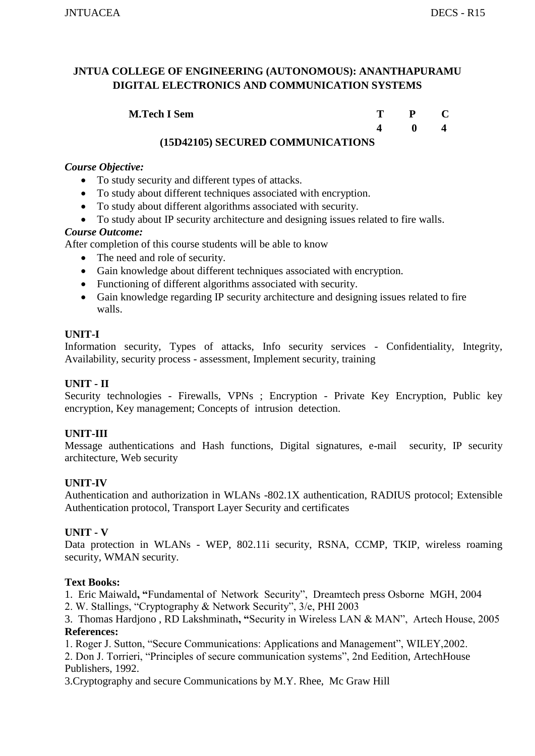**JNTUA COLLEGE OF ENGINEERING (AUTONOMOUS): ANANTHAPURAMU**
**DIGITAL ELECTRONICS AND COMMUNICATION SYSTEMS**

| **M.Tech I Sem** | **T** | **P** | **C** |
|---|---|---|---|
| | **4** | **0** | **4** |

**(15D42105) SECURED COMMUNICATIONS**

***Course Objective:***

- To study security and different types of attacks.
- To study about different techniques associated with encryption.
- To study about different algorithms associated with security.
- To study about IP security architecture and designing issues related to fire walls.

***Course Outcome:***

After completion of this course students will be able to know

- The need and role of security.
- Gain knowledge about different techniques associated with encryption.
- Functioning of different algorithms associated with security.
- Gain knowledge regarding IP security architecture and designing issues related to fire walls.

**UNIT-I**

Information security, Types of attacks, Info security services - Confidentiality, Integrity, Availability, security process - assessment, Implement security, training

**UNIT - II**

Security technologies - Firewalls, VPNs ; Encryption - Private Key Encryption, Public key encryption, Key management; Concepts of intrusion detection.

**UNIT-III**

Message authentications and Hash functions, Digital signatures, e-mail security, IP security architecture, Web security

**UNIT-IV**

Authentication and authorization in WLANs -802.1X authentication, RADIUS protocol; Extensible Authentication protocol, Transport Layer Security and certificates

**UNIT - V**

Data protection in WLANs - WEP, 802.11i security, RSNA, CCMP, TKIP, wireless roaming security, WMAN security.

**Text Books:**

1. Eric Maiwald**, "**Fundamental of Network Security", Dreamtech press Osborne MGH, 2004
2. W. Stallings, "Cryptography & Network Security", 3/e, PHI 2003
3. Thomas Hardjono , RD Lakshminath**, "**Security in Wireless LAN & MAN", Artech House, 2005

**References:**

1. Roger J. Sutton, "Secure Communications: Applications and Management", WILEY,2002.
2. Don J. Torrieri, "Principles of secure communication systems", 2nd Eedition, ArtechHouse Publishers, 1992.
3. Cryptography and secure Communications by M.Y. Rhee, Mc Graw Hill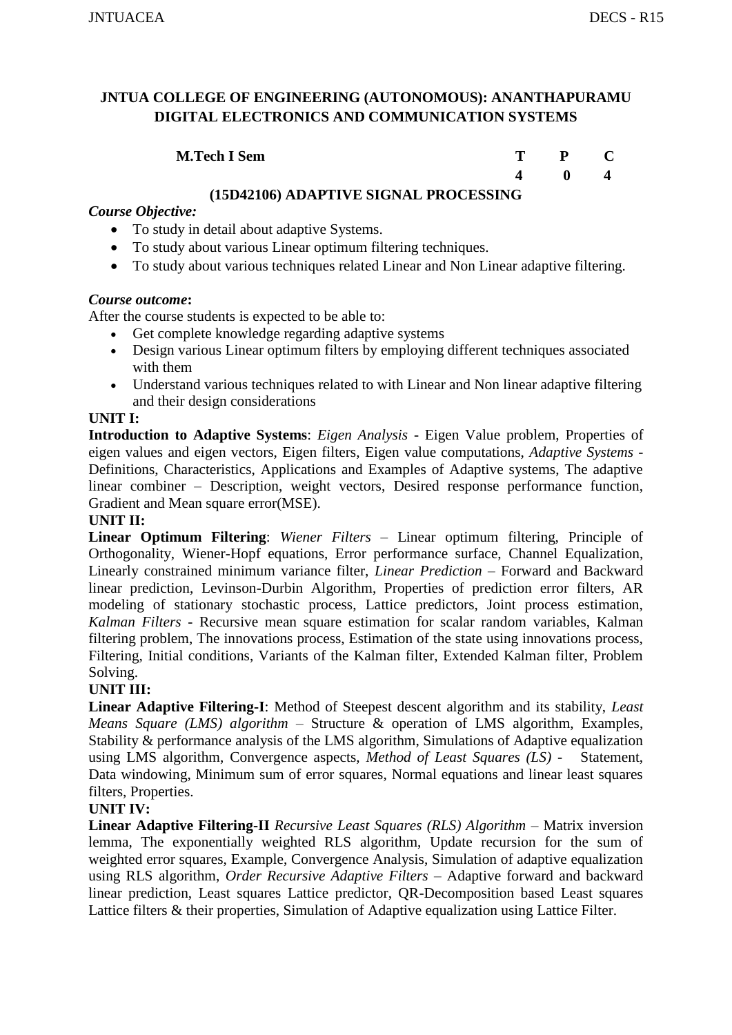**JNTUA COLLEGE OF ENGINEERING (AUTONOMOUS): ANANTHAPURAMU**
**DIGITAL ELECTRONICS AND COMMUNICATION SYSTEMS**

| **M.Tech I Sem** | **T** | **P** | **C** |
|---|---|---|---|
| | **4** | **0** | **4** |

**(15D42106) ADAPTIVE SIGNAL PROCESSING**

***Course Objective:***

- To study in detail about adaptive Systems.
- To study about various Linear optimum filtering techniques.
- To study about various techniques related Linear and Non Linear adaptive filtering.

***Course outcome*:**

After the course students is expected to be able to:

- Get complete knowledge regarding adaptive systems
- Design various Linear optimum filters by employing different techniques associated with them
- Understand various techniques related to with Linear and Non linear adaptive filtering and their design considerations

**UNIT I:**

**Introduction to Adaptive Systems**: *Eigen Analysis* - Eigen Value problem, Properties of eigen values and eigen vectors, Eigen filters, Eigen value computations, *Adaptive Systems* - Definitions, Characteristics, Applications and Examples of Adaptive systems, The adaptive linear combiner – Description, weight vectors, Desired response performance function, Gradient and Mean square error(MSE).

**UNIT II:**

**Linear Optimum Filtering**: *Wiener Filters* – Linear optimum filtering, Principle of Orthogonality, Wiener-Hopf equations, Error performance surface, Channel Equalization, Linearly constrained minimum variance filter, *Linear Prediction* – Forward and Backward linear prediction, Levinson-Durbin Algorithm, Properties of prediction error filters, AR modeling of stationary stochastic process, Lattice predictors, Joint process estimation, *Kalman Filters* - Recursive mean square estimation for scalar random variables, Kalman filtering problem, The innovations process, Estimation of the state using innovations process, Filtering, Initial conditions, Variants of the Kalman filter, Extended Kalman filter, Problem Solving.

**UNIT III:**

**Linear Adaptive Filtering-I**: Method of Steepest descent algorithm and its stability, *Least Means Square (LMS) algorithm* – Structure & operation of LMS algorithm, Examples, Stability & performance analysis of the LMS algorithm, Simulations of Adaptive equalization using LMS algorithm, Convergence aspects, *Method of Least Squares (LS)* - Statement, Data windowing, Minimum sum of error squares, Normal equations and linear least squares filters, Properties.

**UNIT IV:**

**Linear Adaptive Filtering-II** *Recursive Least Squares (RLS) Algorithm* – Matrix inversion lemma, The exponentially weighted RLS algorithm, Update recursion for the sum of weighted error squares, Example, Convergence Analysis, Simulation of adaptive equalization using RLS algorithm, *Order Recursive Adaptive Filters* – Adaptive forward and backward linear prediction, Least squares Lattice predictor, QR-Decomposition based Least squares Lattice filters & their properties, Simulation of Adaptive equalization using Lattice Filter.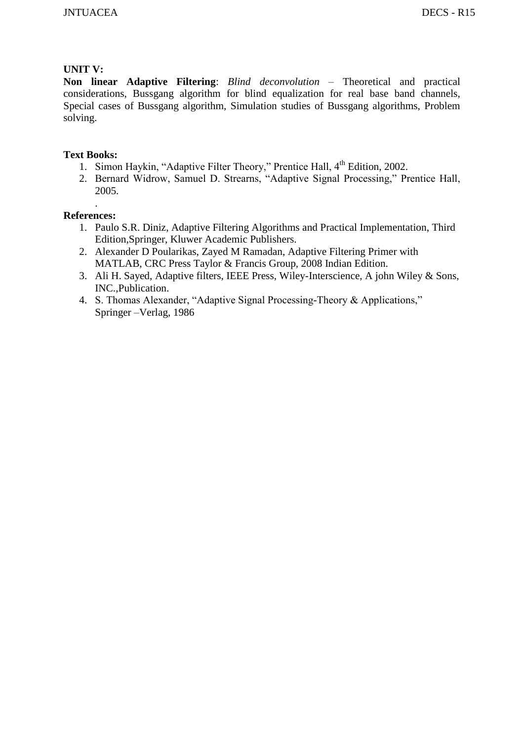**UNIT V:**

**Non linear Adaptive Filtering**: *Blind deconvolution* – Theoretical and practical considerations, Bussgang algorithm for blind equalization for real base band channels, Special cases of Bussgang algorithm, Simulation studies of Bussgang algorithms, Problem solving.

**Text Books:**

1. Simon Haykin, "Adaptive Filter Theory," Prentice Hall, $4^{th}$ Edition, 2002.
2. Bernard Widrow, Samuel D. Strearns, "Adaptive Signal Processing," Prentice Hall, 2005.

.

**References:**

1. Paulo S.R. Diniz, Adaptive Filtering Algorithms and Practical Implementation, Third Edition,Springer, Kluwer Academic Publishers.
2. Alexander D Poularikas, Zayed M Ramadan, Adaptive Filtering Primer with MATLAB, CRC Press Taylor & Francis Group, 2008 Indian Edition.
3. Ali H. Sayed, Adaptive filters, IEEE Press, Wiley-Interscience, A john Wiley & Sons, INC.,Publication.
4. S. Thomas Alexander, "Adaptive Signal Processing-Theory & Applications," Springer –Verlag, 1986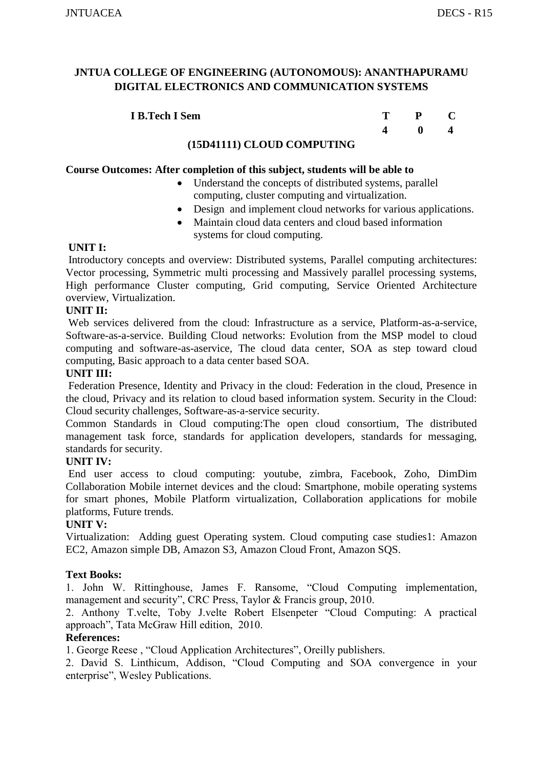## JNTUA COLLEGE OF ENGINEERING (AUTONOMOUS): ANANTHAPURAMU
## DIGITAL ELECTRONICS AND COMMUNICATION SYSTEMS

| I B.Tech I Sem | T | P | C |
|---|---|---|---|
| | 4 | 0 | 4 |

### (15D41111) CLOUD COMPUTING

**Course Outcomes: After completion of this subject, students will be able to**

- Understand the concepts of distributed systems, parallel computing, cluster computing and virtualization.
- Design and implement cloud networks for various applications.
- Maintain cloud data centers and cloud based information systems for cloud computing.

**UNIT I:**

Introductory concepts and overview: Distributed systems, Parallel computing architectures: Vector processing, Symmetric multi processing and Massively parallel processing systems, High performance Cluster computing, Grid computing, Service Oriented Architecture overview, Virtualization.

**UNIT II:**

Web services delivered from the cloud: Infrastructure as a service, Platform-as-a-service, Software-as-a-service. Building Cloud networks: Evolution from the MSP model to cloud computing and software-as-aservice, The cloud data center, SOA as step toward cloud computing, Basic approach to a data center based SOA.

**UNIT III:**

Federation Presence, Identity and Privacy in the cloud: Federation in the cloud, Presence in the cloud, Privacy and its relation to cloud based information system. Security in the Cloud: Cloud security challenges, Software-as-a-service security.

Common Standards in Cloud computing:The open cloud consortium, The distributed management task force, standards for application developers, standards for messaging, standards for security.

**UNIT IV:**

End user access to cloud computing: youtube, zimbra, Facebook, Zoho, DimDim Collaboration Mobile internet devices and the cloud: Smartphone, mobile operating systems for smart phones, Mobile Platform virtualization, Collaboration applications for mobile platforms, Future trends.

**UNIT V:**

Virtualization: Adding guest Operating system. Cloud computing case studies1: Amazon EC2, Amazon simple DB, Amazon S3, Amazon Cloud Front, Amazon SQS.

**Text Books:**

1. John W. Rittinghouse, James F. Ransome, "Cloud Computing implementation, management and security", CRC Press, Taylor & Francis group, 2010.
2. Anthony T.velte, Toby J.velte Robert Elsenpeter "Cloud Computing: A practical approach", Tata McGraw Hill edition, 2010.

**References:**

1. George Reese , "Cloud Application Architectures", Oreilly publishers.
2. David S. Linthicum, Addison, "Cloud Computing and SOA convergence in your enterprise", Wesley Publications.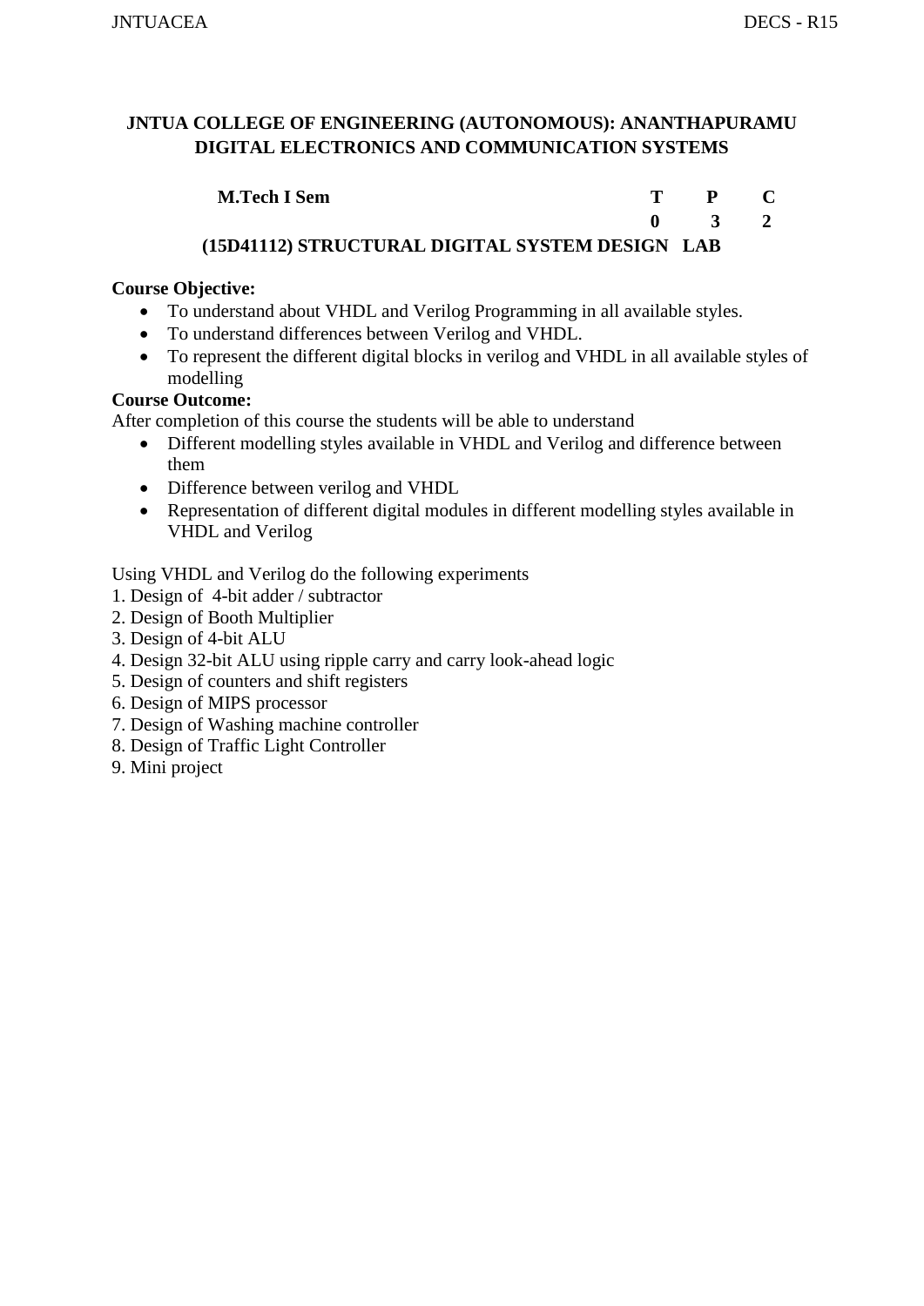**JNTUA COLLEGE OF ENGINEERING (AUTONOMOUS): ANANTHAPURAMU**
**DIGITAL ELECTRONICS AND COMMUNICATION SYSTEMS**

| **M.Tech I Sem** | **T** | **P** | **C** |
|---|---|---|---|
| | **0** | **3** | **2** |

**(15D41112) STRUCTURAL DIGITAL SYSTEM DESIGN LAB**

**Course Objective:**

- To understand about VHDL and Verilog Programming in all available styles.
- To understand differences between Verilog and VHDL.
- To represent the different digital blocks in verilog and VHDL in all available styles of modelling

**Course Outcome:**

After completion of this course the students will be able to understand

- Different modelling styles available in VHDL and Verilog and difference between them
- Difference between verilog and VHDL
- Representation of different digital modules in different modelling styles available in VHDL and Verilog

Using VHDL and Verilog do the following experiments

1. Design of 4-bit adder / subtractor
2. Design of Booth Multiplier
3. Design of 4-bit ALU
4. Design 32-bit ALU using ripple carry and carry look-ahead logic
5. Design of counters and shift registers
6. Design of MIPS processor
7. Design of Washing machine controller
8. Design of Traffic Light Controller
9. Mini project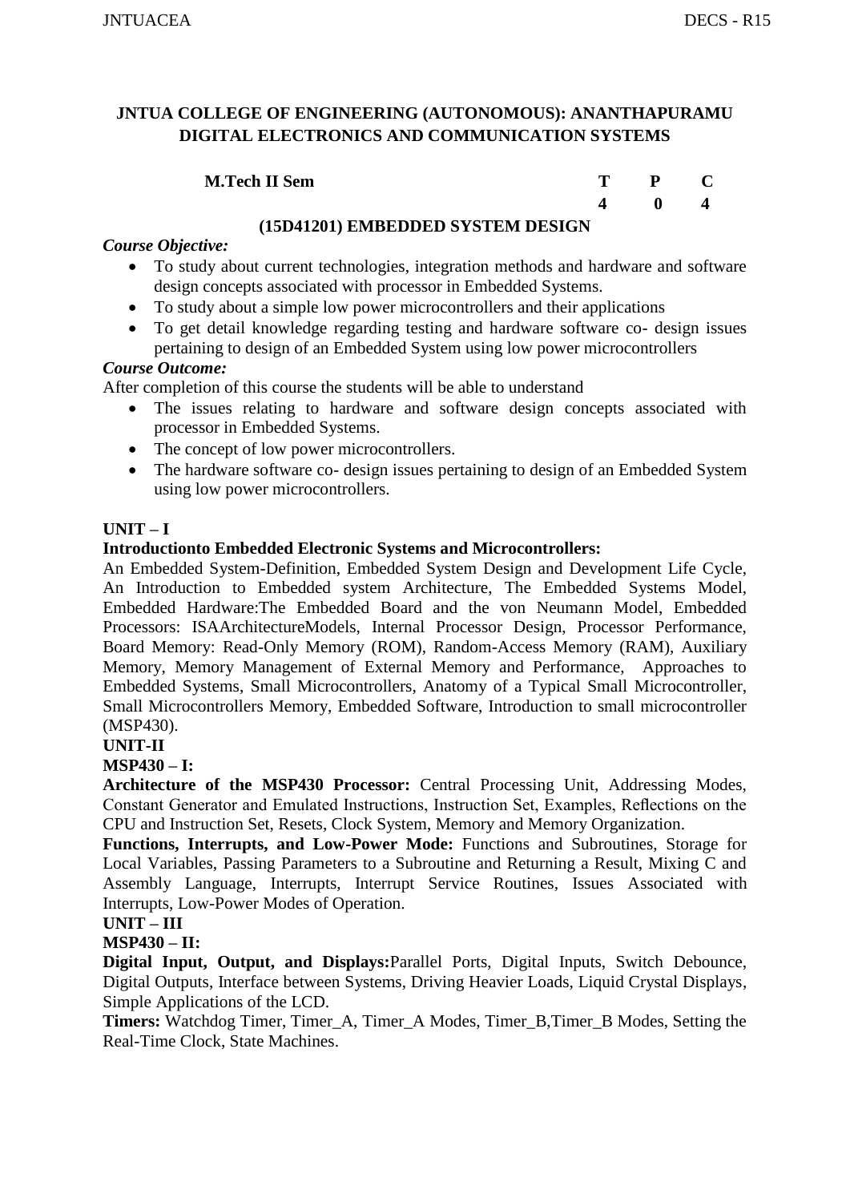# JNTUA COLLEGE OF ENGINEERING (AUTONOMOUS): ANANTHAPURAMU
## DIGITAL ELECTRONICS AND COMMUNICATION SYSTEMS

| M.Tech II Sem | T | P | C |
|---|---|---|---|
| | 4 | 0 | 4 |

### (15D41201) EMBEDDED SYSTEM DESIGN

***Course Objective:***

- To study about current technologies, integration methods and hardware and software design concepts associated with processor in Embedded Systems.
- To study about a simple low power microcontrollers and their applications
- To get detail knowledge regarding testing and hardware software co- design issues pertaining to design of an Embedded System using low power microcontrollers

***Course Outcome:***

After completion of this course the students will be able to understand

- The issues relating to hardware and software design concepts associated with processor in Embedded Systems.
- The concept of low power microcontrollers.
- The hardware software co- design issues pertaining to design of an Embedded System using low power microcontrollers.

**UNIT – I**

**Introductionto Embedded Electronic Systems and Microcontrollers:**

An Embedded System-Definition, Embedded System Design and Development Life Cycle, An Introduction to Embedded system Architecture, The Embedded Systems Model, Embedded Hardware:The Embedded Board and the von Neumann Model, Embedded Processors: ISAArchitectureModels, Internal Processor Design, Processor Performance, Board Memory: Read-Only Memory (ROM), Random-Access Memory (RAM), Auxiliary Memory, Memory Management of External Memory and Performance, Approaches to Embedded Systems, Small Microcontrollers, Anatomy of a Typical Small Microcontroller, Small Microcontrollers Memory, Embedded Software, Introduction to small microcontroller (MSP430).

**UNIT-II**

**MSP430 – I:**

**Architecture of the MSP430 Processor:** Central Processing Unit, Addressing Modes, Constant Generator and Emulated Instructions, Instruction Set, Examples, Reflections on the CPU and Instruction Set, Resets, Clock System, Memory and Memory Organization.

**Functions, Interrupts, and Low-Power Mode:** Functions and Subroutines, Storage for Local Variables, Passing Parameters to a Subroutine and Returning a Result, Mixing C and Assembly Language, Interrupts, Interrupt Service Routines, Issues Associated with Interrupts, Low-Power Modes of Operation.

**UNIT – III**

**MSP430 – II:**

**Digital Input, Output, and Displays:**Parallel Ports, Digital Inputs, Switch Debounce, Digital Outputs, Interface between Systems, Driving Heavier Loads, Liquid Crystal Displays, Simple Applications of the LCD.

**Timers:** Watchdog Timer, Timer_A, Timer_A Modes, Timer_B,Timer_B Modes, Setting the Real-Time Clock, State Machines.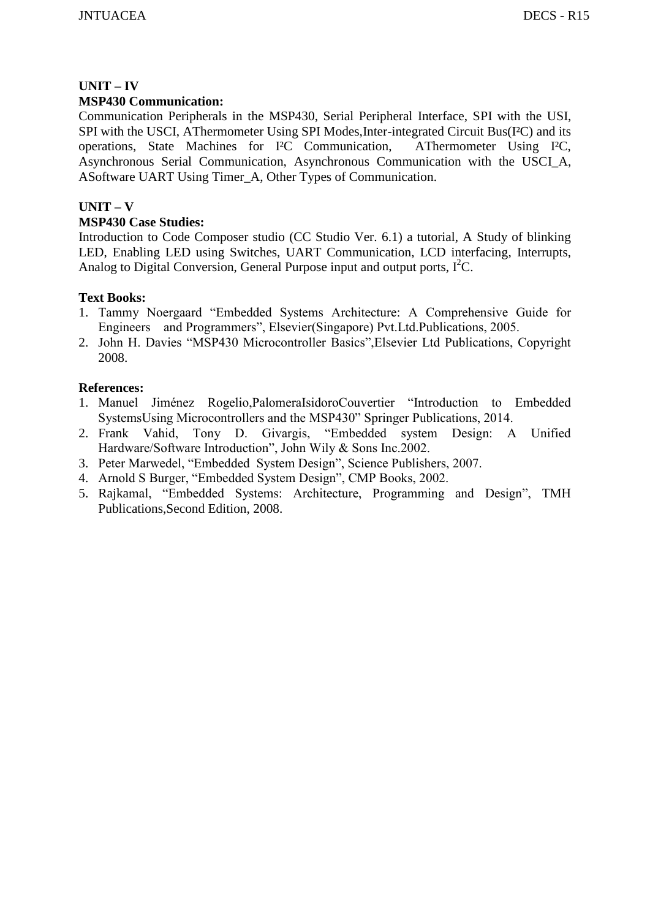## UNIT – IV

**MSP430 Communication:**

Communication Peripherals in the MSP430, Serial Peripheral Interface, SPI with the USI, SPI with the USCI, AThermometer Using SPI Modes,Inter-integrated Circuit Bus(I²C) and its operations, State Machines for I²C Communication, AThermometer Using I²C, Asynchronous Serial Communication, Asynchronous Communication with the USCI_A, ASoftware UART Using Timer_A, Other Types of Communication.

## UNIT – V

**MSP430 Case Studies:**

Introduction to Code Composer studio (CC Studio Ver. 6.1) a tutorial, A Study of blinking LED, Enabling LED using Switches, UART Communication, LCD interfacing, Interrupts, Analog to Digital Conversion, General Purpose input and output ports, $I^2C$.

**Text Books:**

1. Tammy Noergaard "Embedded Systems Architecture: A Comprehensive Guide for Engineers and Programmers", Elsevier(Singapore) Pvt.Ltd.Publications, 2005.
2. John H. Davies "MSP430 Microcontroller Basics",Elsevier Ltd Publications, Copyright 2008.

**References:**

1. Manuel Jiménez Rogelio,PalomeraIsidoroCouvertier "Introduction to Embedded SystemsUsing Microcontrollers and the MSP430" Springer Publications, 2014.
2. Frank Vahid, Tony D. Givargis, "Embedded system Design: A Unified Hardware/Software Introduction", John Wily & Sons Inc.2002.
3. Peter Marwedel, "Embedded System Design", Science Publishers, 2007.
4. Arnold S Burger, "Embedded System Design", CMP Books, 2002.
5. Rajkamal, "Embedded Systems: Architecture, Programming and Design", TMH Publications,Second Edition, 2008.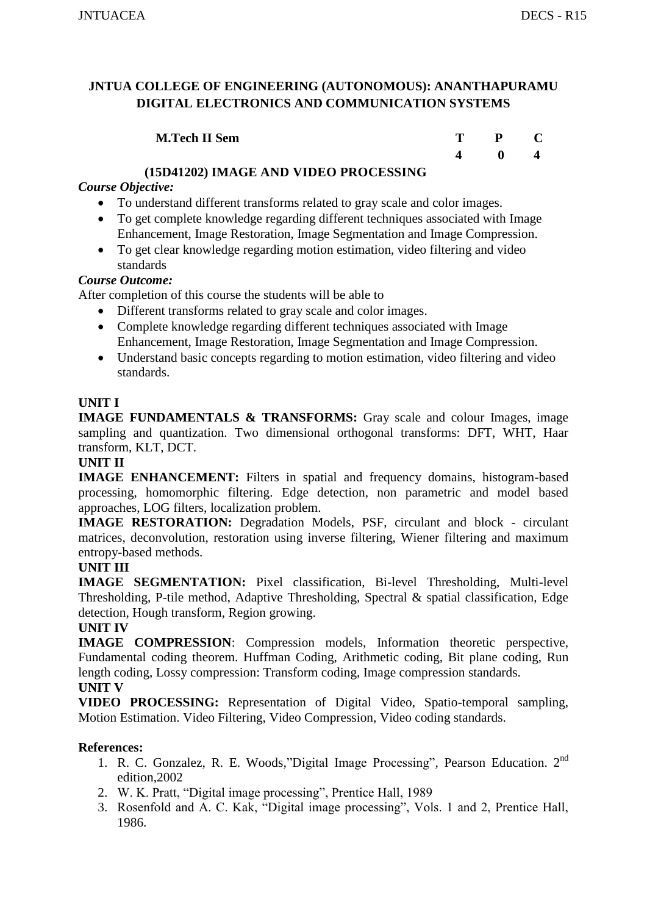**JNTUA COLLEGE OF ENGINEERING (AUTONOMOUS): ANANTHAPURAMU**
**DIGITAL ELECTRONICS AND COMMUNICATION SYSTEMS**

| **M.Tech II Sem** | **T** | **P** | **C** |
|---|---|---|---|
| | **4** | **0** | **4** |

## (15D41202) IMAGE AND VIDEO PROCESSING

***Course Objective:***

- To understand different transforms related to gray scale and color images.
- To get complete knowledge regarding different techniques associated with Image Enhancement, Image Restoration, Image Segmentation and Image Compression.
- To get clear knowledge regarding motion estimation, video filtering and video standards

***Course Outcome:***

After completion of this course the students will be able to

- Different transforms related to gray scale and color images.
- Complete knowledge regarding different techniques associated with Image Enhancement, Image Restoration, Image Segmentation and Image Compression.
- Understand basic concepts regarding to motion estimation, video filtering and video standards.

**UNIT I**

**IMAGE FUNDAMENTALS & TRANSFORMS:** Gray scale and colour Images, image sampling and quantization. Two dimensional orthogonal transforms: DFT, WHT, Haar transform, KLT, DCT.

**UNIT II**

**IMAGE ENHANCEMENT:** Filters in spatial and frequency domains, histogram-based processing, homomorphic filtering. Edge detection, non parametric and model based approaches, LOG filters, localization problem.

**IMAGE RESTORATION:** Degradation Models, PSF, circulant and block - circulant matrices, deconvolution, restoration using inverse filtering, Wiener filtering and maximum entropy-based methods.

**UNIT III**

**IMAGE SEGMENTATION:** Pixel classification, Bi-level Thresholding, Multi-level Thresholding, P-tile method, Adaptive Thresholding, Spectral & spatial classification, Edge detection, Hough transform, Region growing.

**UNIT IV**

**IMAGE COMPRESSION**: Compression models, Information theoretic perspective, Fundamental coding theorem. Huffman Coding, Arithmetic coding, Bit plane coding, Run length coding, Lossy compression: Transform coding, Image compression standards.

**UNIT V**

**VIDEO PROCESSING:** Representation of Digital Video, Spatio-temporal sampling, Motion Estimation. Video Filtering, Video Compression, Video coding standards.

**References:**

1. R. C. Gonzalez, R. E. Woods,"Digital Image Processing", Pearson Education. 2nd edition,2002
2. W. K. Pratt, "Digital image processing", Prentice Hall, 1989
3. Rosenfold and A. C. Kak, "Digital image processing", Vols. 1 and 2, Prentice Hall, 1986.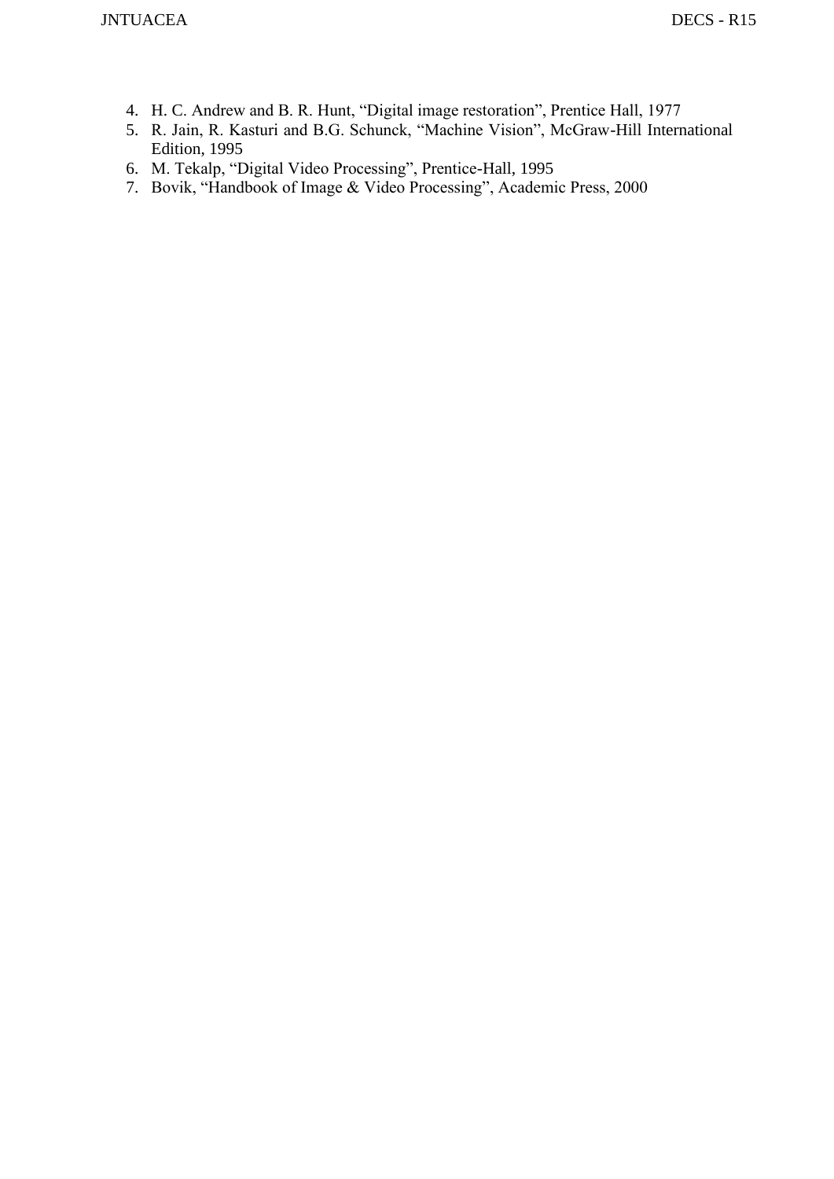4. H. C. Andrew and B. R. Hunt, “Digital image restoration”, Prentice Hall, 1977
5. R. Jain, R. Kasturi and B.G. Schunck, “Machine Vision”, McGraw-Hill International Edition, 1995
6. M. Tekalp, “Digital Video Processing”, Prentice-Hall, 1995
7. Bovik, “Handbook of Image & Video Processing”, Academic Press, 2000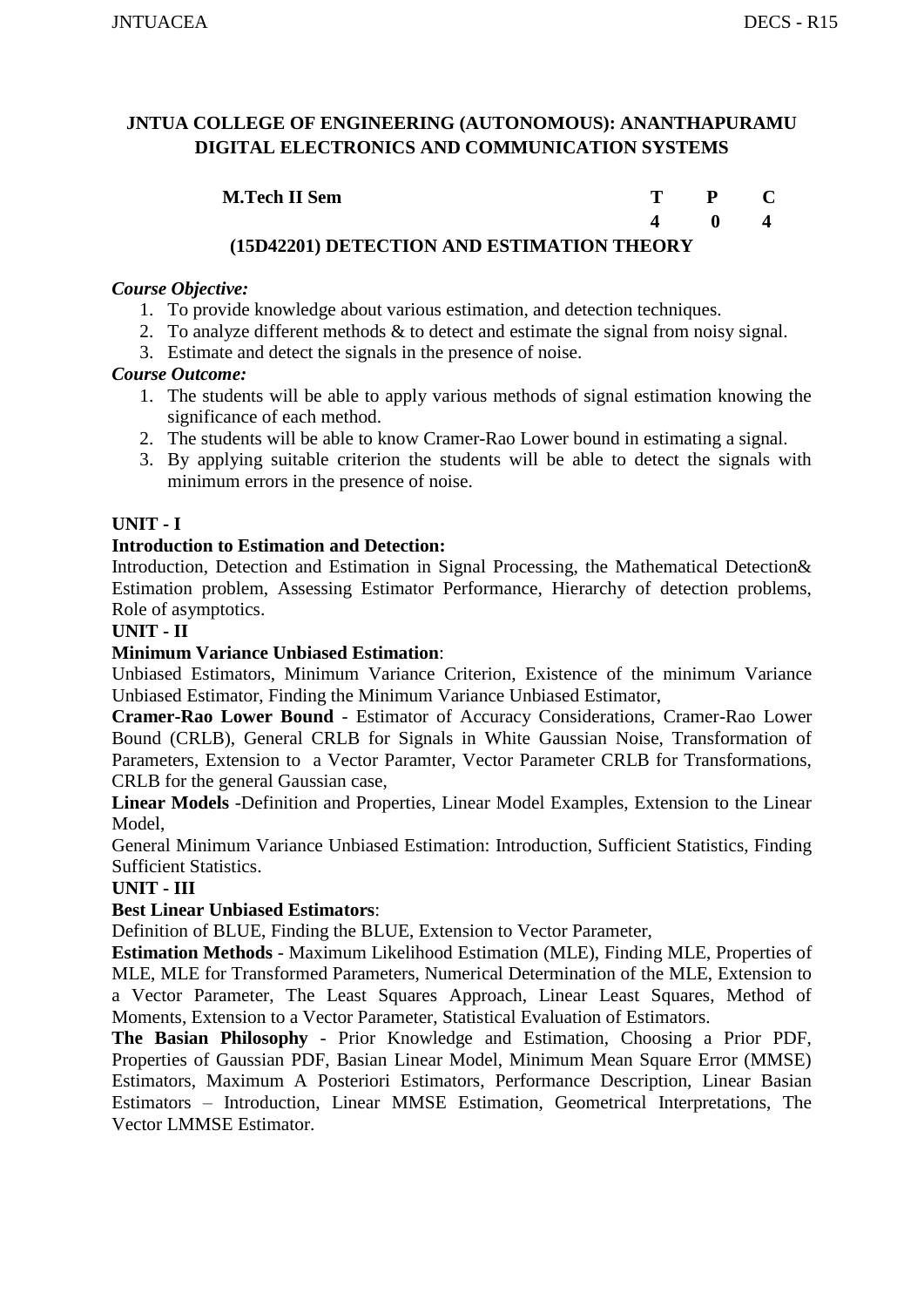**JNTUA COLLEGE OF ENGINEERING (AUTONOMOUS): ANANTHAPURAMU**
**DIGITAL ELECTRONICS AND COMMUNICATION SYSTEMS**

| **M.Tech II Sem** | **T** | **P** | **C** |
|---|---|---|---|
| | **4** | **0** | **4** |

**(15D42201) DETECTION AND ESTIMATION THEORY**

***Course Objective:***

1. To provide knowledge about various estimation, and detection techniques.
2. To analyze different methods & to detect and estimate the signal from noisy signal.
3. Estimate and detect the signals in the presence of noise.

***Course Outcome:***

1. The students will be able to apply various methods of signal estimation knowing the significance of each method.
2. The students will be able to know Cramer-Rao Lower bound in estimating a signal.
3. By applying suitable criterion the students will be able to detect the signals with minimum errors in the presence of noise.

**UNIT - I**

**Introduction to Estimation and Detection:**

Introduction, Detection and Estimation in Signal Processing, the Mathematical Detection& Estimation problem, Assessing Estimator Performance, Hierarchy of detection problems, Role of asymptotics.

**UNIT - II**

**Minimum Variance Unbiased Estimation**:

Unbiased Estimators, Minimum Variance Criterion, Existence of the minimum Variance Unbiased Estimator, Finding the Minimum Variance Unbiased Estimator,

**Cramer-Rao Lower Bound** - Estimator of Accuracy Considerations, Cramer-Rao Lower Bound (CRLB), General CRLB for Signals in White Gaussian Noise, Transformation of Parameters, Extension to a Vector Paramter, Vector Parameter CRLB for Transformations, CRLB for the general Gaussian case,

**Linear Models** -Definition and Properties, Linear Model Examples, Extension to the Linear Model,

General Minimum Variance Unbiased Estimation: Introduction, Sufficient Statistics, Finding Sufficient Statistics.

**UNIT - III**

**Best Linear Unbiased Estimators**:

Definition of BLUE, Finding the BLUE, Extension to Vector Parameter,

**Estimation Methods** - Maximum Likelihood Estimation (MLE), Finding MLE, Properties of MLE, MLE for Transformed Parameters, Numerical Determination of the MLE, Extension to a Vector Parameter, The Least Squares Approach, Linear Least Squares, Method of Moments, Extension to a Vector Parameter, Statistical Evaluation of Estimators.

**The Basian Philosophy** - Prior Knowledge and Estimation, Choosing a Prior PDF, Properties of Gaussian PDF, Basian Linear Model, Minimum Mean Square Error (MMSE) Estimators, Maximum A Posteriori Estimators, Performance Description, Linear Basian Estimators – Introduction, Linear MMSE Estimation, Geometrical Interpretations, The Vector LMMSE Estimator.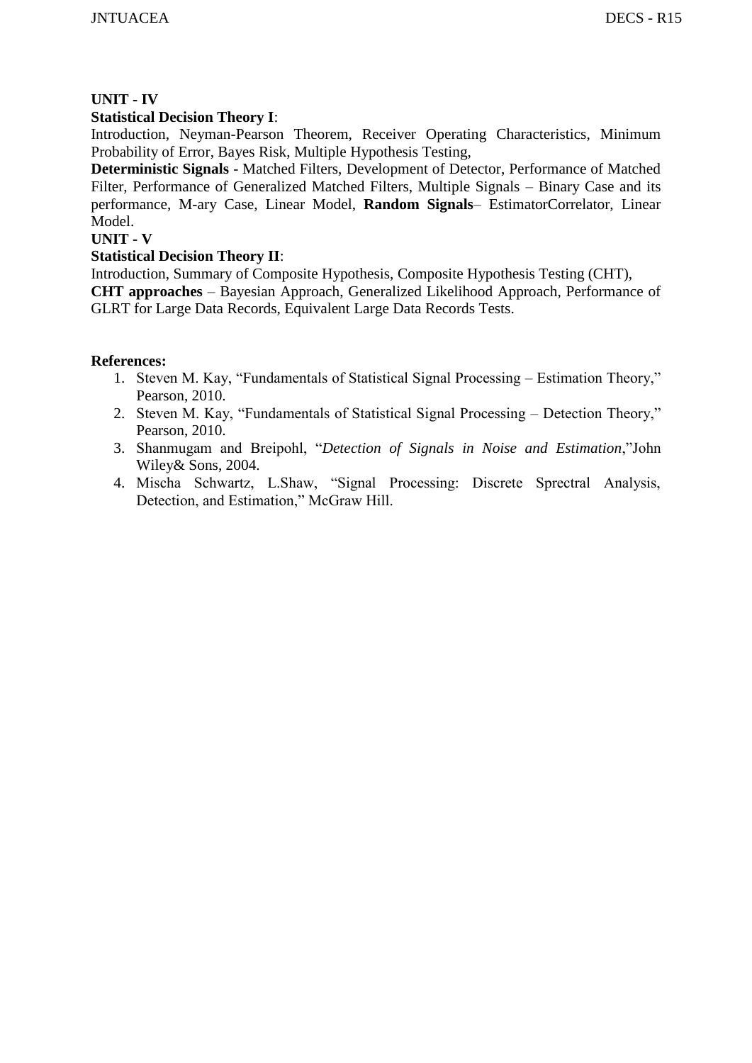**UNIT - IV**

**Statistical Decision Theory I**:

Introduction, Neyman-Pearson Theorem, Receiver Operating Characteristics, Minimum Probability of Error, Bayes Risk, Multiple Hypothesis Testing,

**Deterministic Signals** - Matched Filters, Development of Detector, Performance of Matched Filter, Performance of Generalized Matched Filters, Multiple Signals – Binary Case and its performance, M-ary Case, Linear Model, **Random Signals**– EstimatorCorrelator, Linear Model.

**UNIT - V**

**Statistical Decision Theory II**:

Introduction, Summary of Composite Hypothesis, Composite Hypothesis Testing (CHT),

**CHT approaches** – Bayesian Approach, Generalized Likelihood Approach, Performance of GLRT for Large Data Records, Equivalent Large Data Records Tests.

**References:**

1. Steven M. Kay, "Fundamentals of Statistical Signal Processing – Estimation Theory," Pearson, 2010.
2. Steven M. Kay, "Fundamentals of Statistical Signal Processing – Detection Theory," Pearson, 2010.
3. Shanmugam and Breipohl, "*Detection of Signals in Noise and Estimation*,"John Wiley& Sons, 2004.
4. Mischa Schwartz, L.Shaw, "Signal Processing: Discrete Sprectral Analysis, Detection, and Estimation," McGraw Hill.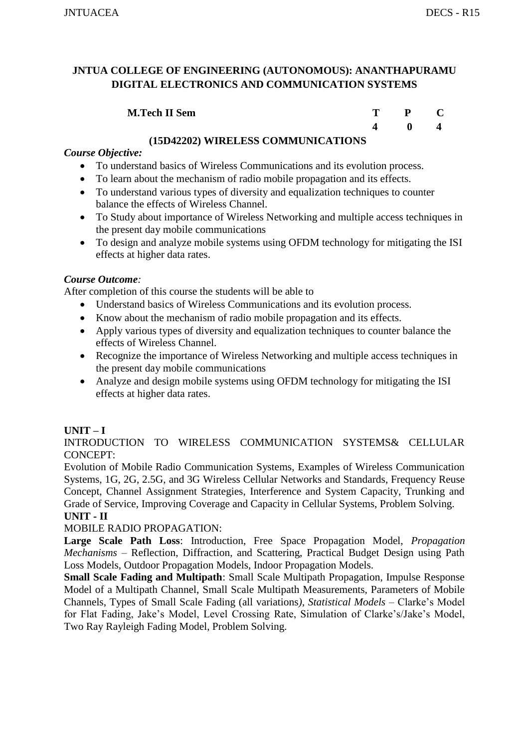**JNTUA COLLEGE OF ENGINEERING (AUTONOMOUS): ANANTHAPURAMU**
**DIGITAL ELECTRONICS AND COMMUNICATION SYSTEMS**

| **M.Tech II Sem** | **T** | **P** | **C** |
|---|---|---|---|
| | **4** | **0** | **4** |

**(15D42202) WIRELESS COMMUNICATIONS**

***Course Objective:***

- To understand basics of Wireless Communications and its evolution process.
- To learn about the mechanism of radio mobile propagation and its effects.
- To understand various types of diversity and equalization techniques to counter balance the effects of Wireless Channel.
- To Study about importance of Wireless Networking and multiple access techniques in the present day mobile communications
- To design and analyze mobile systems using OFDM technology for mitigating the ISI effects at higher data rates.

***Course Outcome:***

After completion of this course the students will be able to

- Understand basics of Wireless Communications and its evolution process.
- Know about the mechanism of radio mobile propagation and its effects.
- Apply various types of diversity and equalization techniques to counter balance the effects of Wireless Channel.
- Recognize the importance of Wireless Networking and multiple access techniques in the present day mobile communications
- Analyze and design mobile systems using OFDM technology for mitigating the ISI effects at higher data rates.

**UNIT – I**

INTRODUCTION TO WIRELESS COMMUNICATION SYSTEMS& CELLULAR CONCEPT:

Evolution of Mobile Radio Communication Systems, Examples of Wireless Communication Systems, 1G, 2G, 2.5G, and 3G Wireless Cellular Networks and Standards, Frequency Reuse Concept, Channel Assignment Strategies, Interference and System Capacity, Trunking and Grade of Service, Improving Coverage and Capacity in Cellular Systems, Problem Solving.

**UNIT - II**

MOBILE RADIO PROPAGATION:

**Large Scale Path Loss**: Introduction, Free Space Propagation Model, *Propagation Mechanisms* – Reflection, Diffraction, and Scattering, Practical Budget Design using Path Loss Models, Outdoor Propagation Models, Indoor Propagation Models.

**Small Scale Fading and Multipath**: Small Scale Multipath Propagation, Impulse Response Model of a Multipath Channel, Small Scale Multipath Measurements, Parameters of Mobile Channels, Types of Small Scale Fading (all variations*), Statistical Models* – Clarke's Model for Flat Fading, Jake's Model, Level Crossing Rate, Simulation of Clarke's/Jake's Model, Two Ray Rayleigh Fading Model, Problem Solving.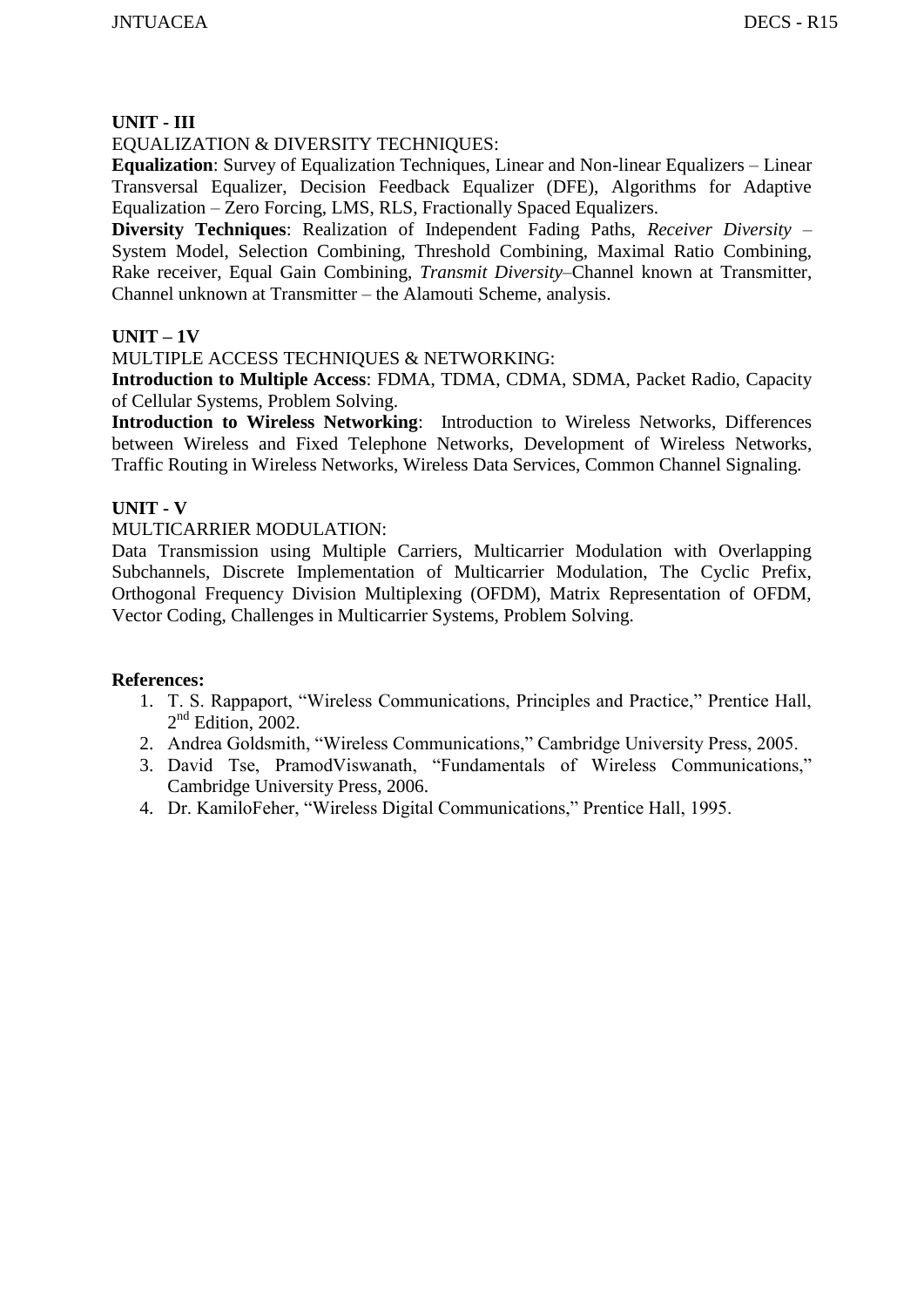**UNIT - III**

EQUALIZATION & DIVERSITY TECHNIQUES:

**Equalization**: Survey of Equalization Techniques, Linear and Non-linear Equalizers – Linear Transversal Equalizer, Decision Feedback Equalizer (DFE), Algorithms for Adaptive Equalization – Zero Forcing, LMS, RLS, Fractionally Spaced Equalizers.

**Diversity Techniques**: Realization of Independent Fading Paths, *Receiver Diversity* – System Model, Selection Combining, Threshold Combining, Maximal Ratio Combining, Rake receiver, Equal Gain Combining, *Transmit Diversity*–Channel known at Transmitter, Channel unknown at Transmitter – the Alamouti Scheme, analysis.

**UNIT – 1V**

MULTIPLE ACCESS TECHNIQUES & NETWORKING:

**Introduction to Multiple Access**: FDMA, TDMA, CDMA, SDMA, Packet Radio, Capacity of Cellular Systems, Problem Solving.

**Introduction to Wireless Networking**: Introduction to Wireless Networks, Differences between Wireless and Fixed Telephone Networks, Development of Wireless Networks, Traffic Routing in Wireless Networks, Wireless Data Services, Common Channel Signaling.

**UNIT - V**

MULTICARRIER MODULATION:

Data Transmission using Multiple Carriers, Multicarrier Modulation with Overlapping Subchannels, Discrete Implementation of Multicarrier Modulation, The Cyclic Prefix, Orthogonal Frequency Division Multiplexing (OFDM), Matrix Representation of OFDM, Vector Coding, Challenges in Multicarrier Systems, Problem Solving.

**References:**

1. T. S. Rappaport, "Wireless Communications, Principles and Practice," Prentice Hall, 2nd Edition, 2002.
2. Andrea Goldsmith, "Wireless Communications," Cambridge University Press, 2005.
3. David Tse, PramodViswanath, "Fundamentals of Wireless Communications," Cambridge University Press, 2006.
4. Dr. KamiloFeher, "Wireless Digital Communications," Prentice Hall, 1995.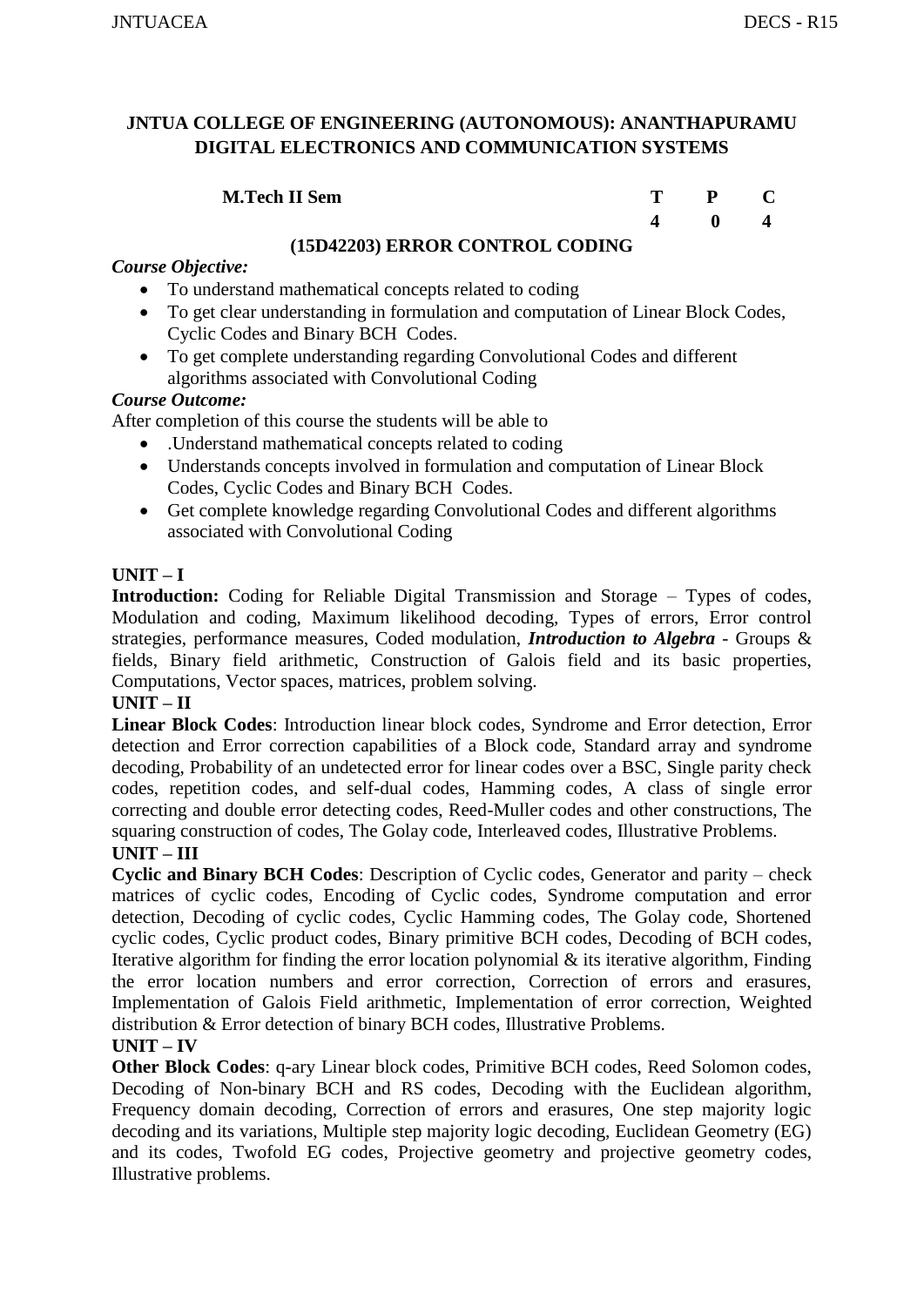## JNTUA COLLEGE OF ENGINEERING (AUTONOMOUS): ANANTHAPURAMU
## DIGITAL ELECTRONICS AND COMMUNICATION SYSTEMS

| **M.Tech II Sem** | **T** | **P** | **C** |
|---|---|---|---|
| | **4** | **0** | **4** |

### (15D42203) ERROR CONTROL CODING

***Course Objective:***

- To understand mathematical concepts related to coding
- To get clear understanding in formulation and computation of Linear Block Codes, Cyclic Codes and Binary BCH Codes.
- To get complete understanding regarding Convolutional Codes and different algorithms associated with Convolutional Coding

***Course Outcome:***

After completion of this course the students will be able to

- .Understand mathematical concepts related to coding
- Understands concepts involved in formulation and computation of Linear Block Codes, Cyclic Codes and Binary BCH Codes.
- Get complete knowledge regarding Convolutional Codes and different algorithms associated with Convolutional Coding

**UNIT – I**

**Introduction:** Coding for Reliable Digital Transmission and Storage – Types of codes, Modulation and coding, Maximum likelihood decoding, Types of errors, Error control strategies, performance measures, Coded modulation, ***Introduction to Algebra*** - Groups & fields, Binary field arithmetic, Construction of Galois field and its basic properties, Computations, Vector spaces, matrices, problem solving.

**UNIT – II**

**Linear Block Codes**: Introduction linear block codes, Syndrome and Error detection, Error detection and Error correction capabilities of a Block code, Standard array and syndrome decoding, Probability of an undetected error for linear codes over a BSC, Single parity check codes, repetition codes, and self-dual codes, Hamming codes, A class of single error correcting and double error detecting codes, Reed-Muller codes and other constructions, The squaring construction of codes, The Golay code, Interleaved codes, Illustrative Problems.

**UNIT – III**

**Cyclic and Binary BCH Codes**: Description of Cyclic codes, Generator and parity – check matrices of cyclic codes, Encoding of Cyclic codes, Syndrome computation and error detection, Decoding of cyclic codes, Cyclic Hamming codes, The Golay code, Shortened cyclic codes, Cyclic product codes, Binary primitive BCH codes, Decoding of BCH codes, Iterative algorithm for finding the error location polynomial & its iterative algorithm, Finding the error location numbers and error correction, Correction of errors and erasures, Implementation of Galois Field arithmetic, Implementation of error correction, Weighted distribution & Error detection of binary BCH codes, Illustrative Problems.

**UNIT – IV**

**Other Block Codes**: q-ary Linear block codes, Primitive BCH codes, Reed Solomon codes, Decoding of Non-binary BCH and RS codes, Decoding with the Euclidean algorithm, Frequency domain decoding, Correction of errors and erasures, One step majority logic decoding and its variations, Multiple step majority logic decoding, Euclidean Geometry (EG) and its codes, Twofold EG codes, Projective geometry and projective geometry codes, Illustrative problems.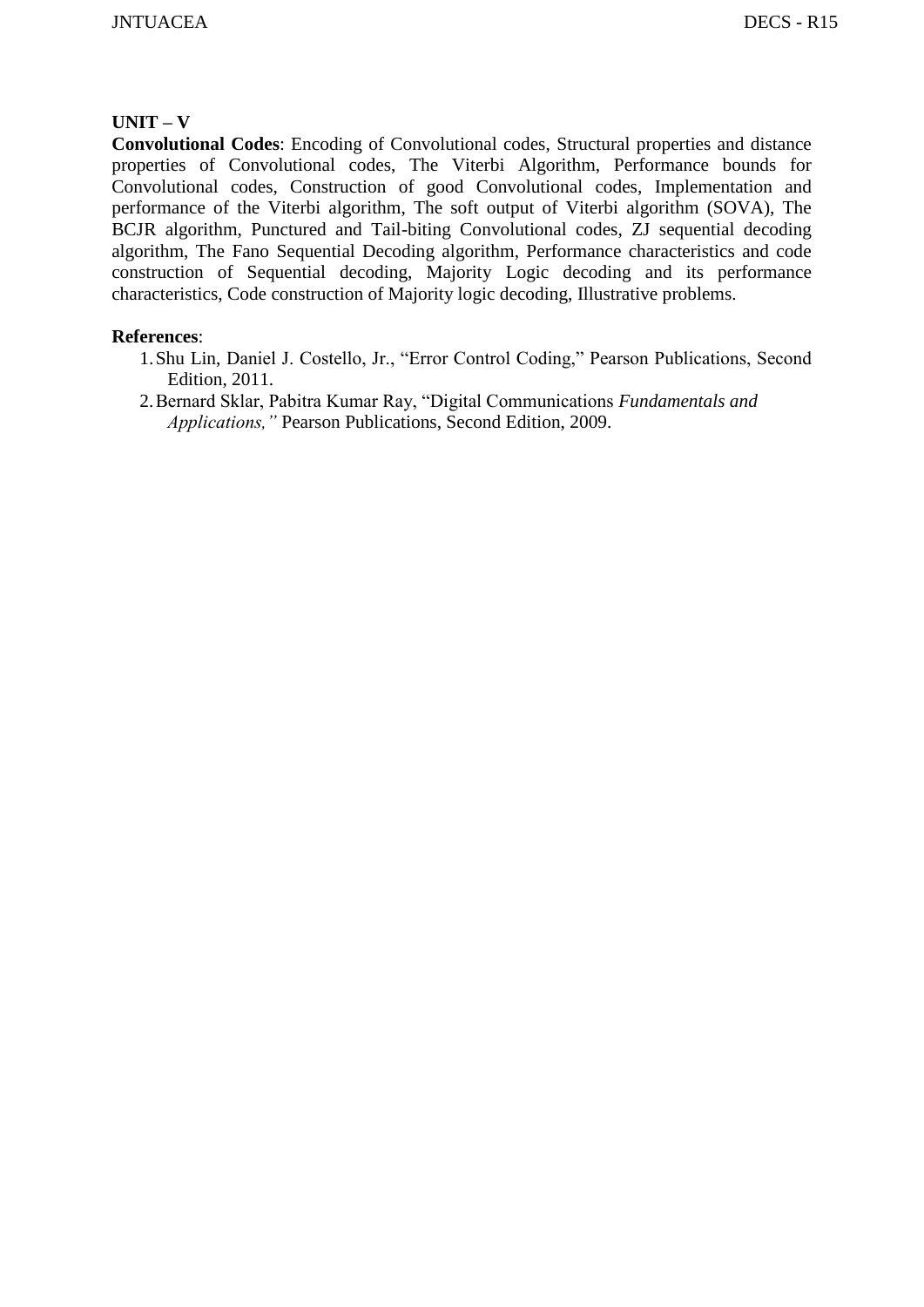**UNIT – V**

**Convolutional Codes**: Encoding of Convolutional codes, Structural properties and distance properties of Convolutional codes, The Viterbi Algorithm, Performance bounds for Convolutional codes, Construction of good Convolutional codes, Implementation and performance of the Viterbi algorithm, The soft output of Viterbi algorithm (SOVA), The BCJR algorithm, Punctured and Tail-biting Convolutional codes, ZJ sequential decoding algorithm, The Fano Sequential Decoding algorithm, Performance characteristics and code construction of Sequential decoding, Majority Logic decoding and its performance characteristics, Code construction of Majority logic decoding, Illustrative problems.

**References**:

1. Shu Lin, Daniel J. Costello, Jr., "Error Control Coding," Pearson Publications, Second Edition, 2011.
2. Bernard Sklar, Pabitra Kumar Ray, "Digital Communications *Fundamentals and Applications,"* Pearson Publications, Second Edition, 2009.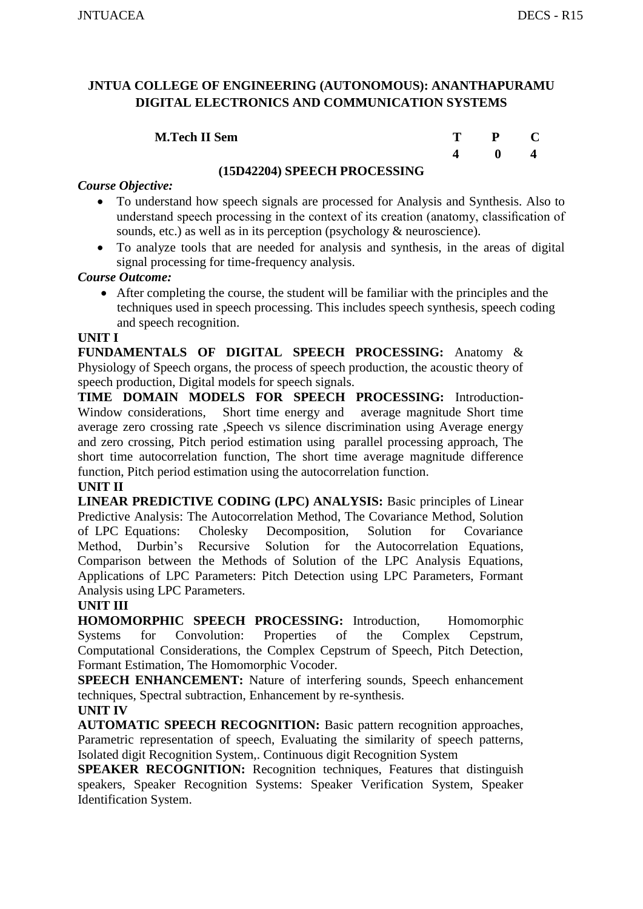## JNTUA COLLEGE OF ENGINEERING (AUTONOMOUS): ANANTHAPURAMU
## DIGITAL ELECTRONICS AND COMMUNICATION SYSTEMS

| M.Tech II Sem | T | P | C |
|---|---|---|---|
| | 4 | 0 | 4 |

### (15D42204) SPEECH PROCESSING

***Course Objective:***

- To understand how speech signals are processed for Analysis and Synthesis. Also to understand speech processing in the context of its creation (anatomy, classification of sounds, etc.) as well as in its perception (psychology & neuroscience).
- To analyze tools that are needed for analysis and synthesis, in the areas of digital signal processing for time-frequency analysis.

***Course Outcome:***

- After completing the course, the student will be familiar with the principles and the techniques used in speech processing. This includes speech synthesis, speech coding and speech recognition.

**UNIT I**

**FUNDAMENTALS OF DIGITAL SPEECH PROCESSING:** Anatomy & Physiology of Speech organs, the process of speech production, the acoustic theory of speech production, Digital models for speech signals.

**TIME DOMAIN MODELS FOR SPEECH PROCESSING:** Introduction-Window considerations, Short time energy and average magnitude Short time average zero crossing rate ,Speech vs silence discrimination using Average energy and zero crossing, Pitch period estimation using parallel processing approach, The short time autocorrelation function, The short time average magnitude difference function, Pitch period estimation using the autocorrelation function.

**UNIT II**

**LINEAR PREDICTIVE CODING (LPC) ANALYSIS:** Basic principles of Linear Predictive Analysis: The Autocorrelation Method, The Covariance Method, Solution of LPC Equations: Cholesky Decomposition, Solution for Covariance Method, Durbin's Recursive Solution for the Autocorrelation Equations, Comparison between the Methods of Solution of the LPC Analysis Equations, Applications of LPC Parameters: Pitch Detection using LPC Parameters, Formant Analysis using LPC Parameters.

**UNIT III**

**HOMOMORPHIC SPEECH PROCESSING:** Introduction, Homomorphic Systems for Convolution: Properties of the Complex Cepstrum, Computational Considerations, the Complex Cepstrum of Speech, Pitch Detection, Formant Estimation, The Homomorphic Vocoder.

**SPEECH ENHANCEMENT:** Nature of interfering sounds, Speech enhancement techniques, Spectral subtraction, Enhancement by re-synthesis.

**UNIT IV**

**AUTOMATIC SPEECH RECOGNITION:** Basic pattern recognition approaches, Parametric representation of speech, Evaluating the similarity of speech patterns, Isolated digit Recognition System,. Continuous digit Recognition System

**SPEAKER RECOGNITION:** Recognition techniques, Features that distinguish speakers, Speaker Recognition Systems: Speaker Verification System, Speaker Identification System.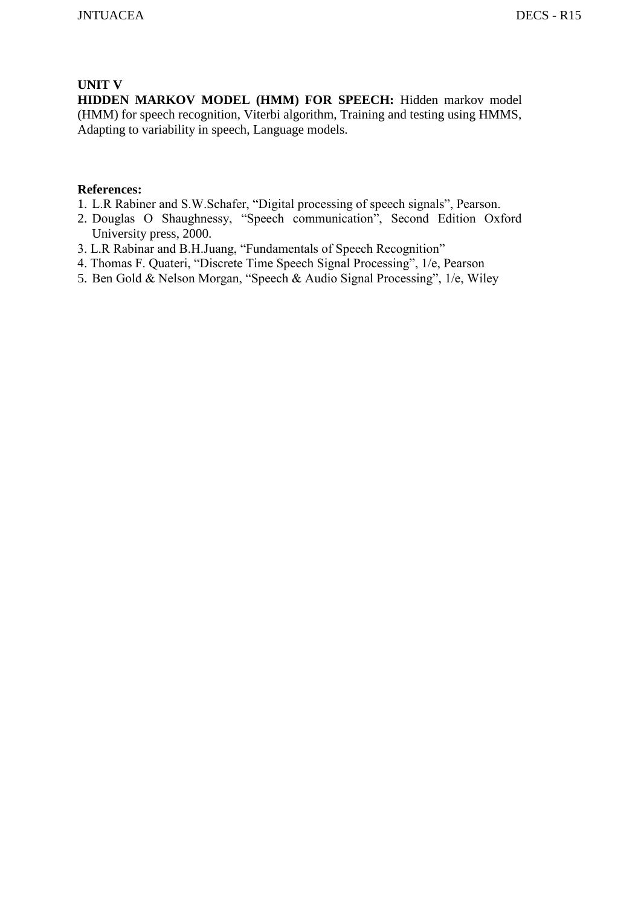**UNIT V**

**HIDDEN MARKOV MODEL (HMM) FOR SPEECH:** Hidden markov model (HMM) for speech recognition, Viterbi algorithm, Training and testing using HMMS, Adapting to variability in speech, Language models.

**References:**

1. L.R Rabiner and S.W.Schafer, "Digital processing of speech signals", Pearson.
2. Douglas O Shaughnessy, "Speech communication", Second Edition Oxford University press, 2000.
3. L.R Rabinar and B.H.Juang, "Fundamentals of Speech Recognition"
4. Thomas F. Quateri, "Discrete Time Speech Signal Processing", 1/e, Pearson
5. Ben Gold & Nelson Morgan, "Speech & Audio Signal Processing", 1/e, Wiley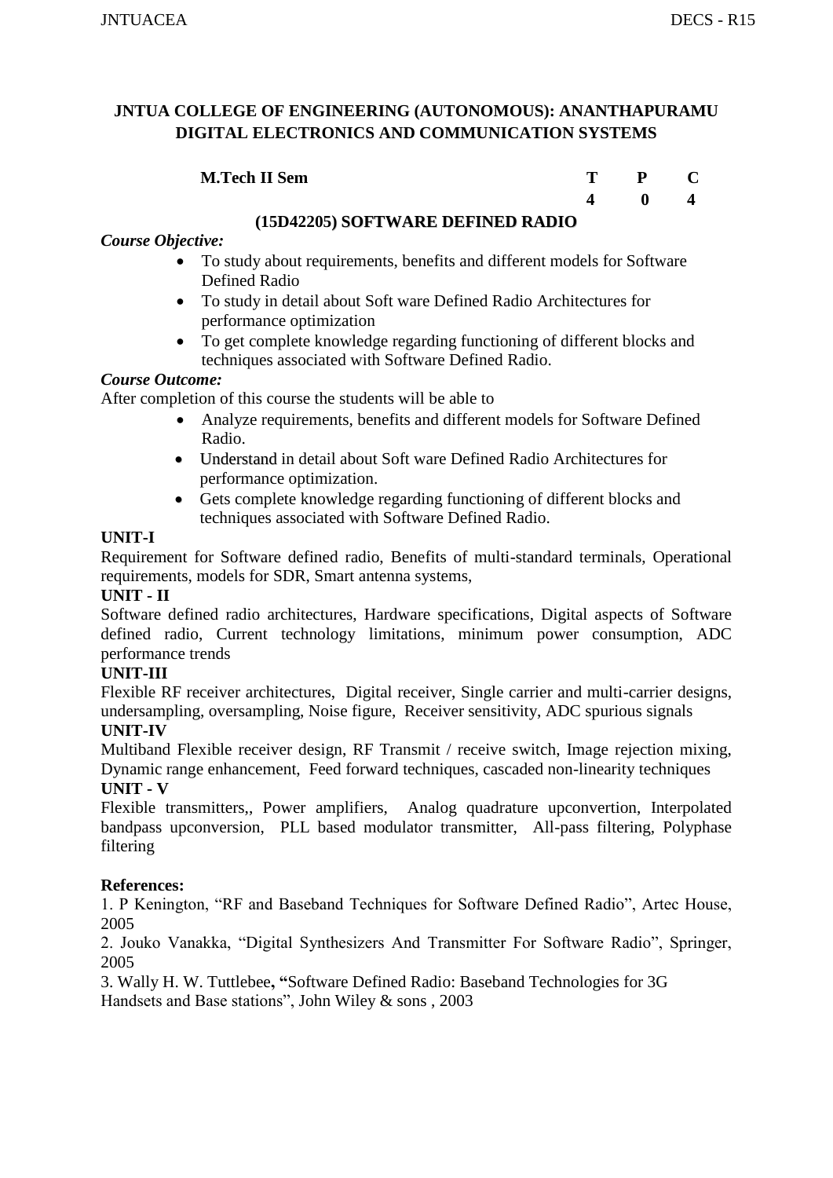**JNTUA COLLEGE OF ENGINEERING (AUTONOMOUS): ANANTHAPURAMU**
**DIGITAL ELECTRONICS AND COMMUNICATION SYSTEMS**

| **M.Tech II Sem** | **T** | **P** | **C** |
|---|---|---|---|
| | **4** | **0** | **4** |

**(15D42205) SOFTWARE DEFINED RADIO**

***Course Objective:***

- To study about requirements, benefits and different models for Software Defined Radio
- To study in detail about Soft ware Defined Radio Architectures for performance optimization
- To get complete knowledge regarding functioning of different blocks and techniques associated with Software Defined Radio.

***Course Outcome:***

After completion of this course the students will be able to

- Analyze requirements, benefits and different models for Software Defined Radio.
- Understand in detail about Soft ware Defined Radio Architectures for performance optimization.
- Gets complete knowledge regarding functioning of different blocks and techniques associated with Software Defined Radio.

**UNIT-I**

Requirement for Software defined radio, Benefits of multi-standard terminals, Operational requirements, models for SDR, Smart antenna systems,

**UNIT - II**

Software defined radio architectures, Hardware specifications, Digital aspects of Software defined radio, Current technology limitations, minimum power consumption, ADC performance trends

**UNIT-III**

Flexible RF receiver architectures, Digital receiver, Single carrier and multi-carrier designs, undersampling, oversampling, Noise figure, Receiver sensitivity, ADC spurious signals

**UNIT-IV**

Multiband Flexible receiver design, RF Transmit / receive switch, Image rejection mixing, Dynamic range enhancement, Feed forward techniques, cascaded non-linearity techniques

**UNIT - V**

Flexible transmitters,, Power amplifiers, Analog quadrature upconvertion, Interpolated bandpass upconversion, PLL based modulator transmitter, All-pass filtering, Polyphase filtering

**References:**

1. P Kenington, "RF and Baseband Techniques for Software Defined Radio", Artec House, 2005
2. Jouko Vanakka, "Digital Synthesizers And Transmitter For Software Radio", Springer, 2005
3. Wally H. W. Tuttlebee**, "**Software Defined Radio: Baseband Technologies for 3G Handsets and Base stations", John Wiley & sons , 2003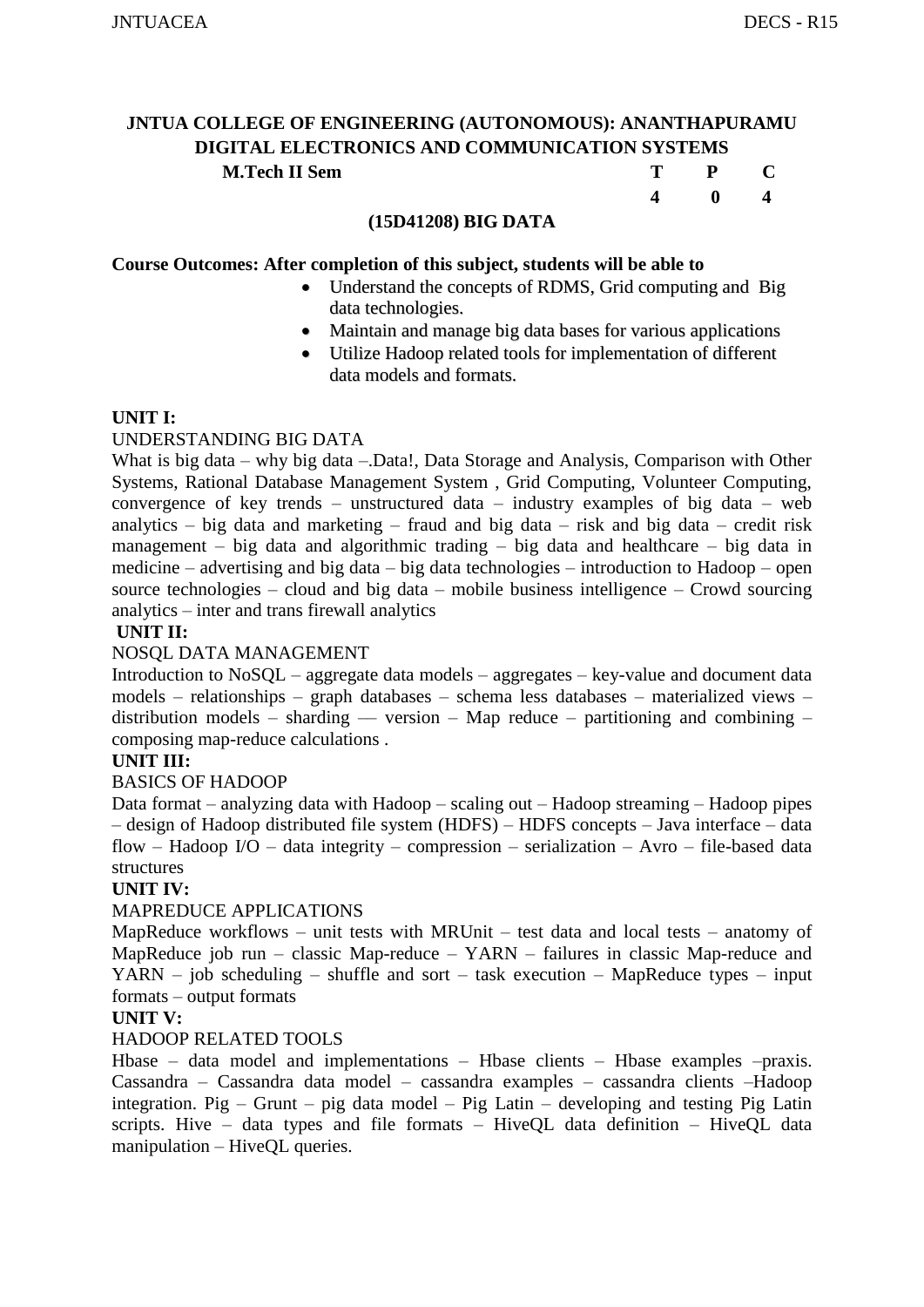**JNTUA COLLEGE OF ENGINEERING (AUTONOMOUS): ANANTHAPURAMU**
**DIGITAL ELECTRONICS AND COMMUNICATION SYSTEMS**

| **M.Tech II Sem** | **T** | **P** | **C** |
|---|---|---|---|
| | **4** | **0** | **4** |

**(15D41208) BIG DATA**

**Course Outcomes: After completion of this subject, students will be able to**

- Understand the concepts of RDMS, Grid computing and Big data technologies.
- Maintain and manage big data bases for various applications
- Utilize Hadoop related tools for implementation of different data models and formats.

**UNIT I:**

UNDERSTANDING BIG DATA

What is big data – why big data –.Data!, Data Storage and Analysis, Comparison with Other Systems, Rational Database Management System , Grid Computing, Volunteer Computing, convergence of key trends – unstructured data – industry examples of big data – web analytics – big data and marketing – fraud and big data – risk and big data – credit risk management – big data and algorithmic trading – big data and healthcare – big data in medicine – advertising and big data – big data technologies – introduction to Hadoop – open source technologies – cloud and big data – mobile business intelligence – Crowd sourcing analytics – inter and trans firewall analytics

**UNIT II:**

NOSQL DATA MANAGEMENT

Introduction to NoSQL – aggregate data models – aggregates – key-value and document data models – relationships – graph databases – schema less databases – materialized views – distribution models – sharding –– version – Map reduce – partitioning and combining – composing map-reduce calculations .

**UNIT III:**

BASICS OF HADOOP

Data format – analyzing data with Hadoop – scaling out – Hadoop streaming – Hadoop pipes – design of Hadoop distributed file system (HDFS) – HDFS concepts – Java interface – data flow – Hadoop I/O – data integrity – compression – serialization – Avro – file-based data structures

**UNIT IV:**

MAPREDUCE APPLICATIONS

MapReduce workflows – unit tests with MRUnit – test data and local tests – anatomy of MapReduce job run – classic Map-reduce – YARN – failures in classic Map-reduce and YARN – job scheduling – shuffle and sort – task execution – MapReduce types – input formats – output formats

**UNIT V:**

HADOOP RELATED TOOLS

Hbase – data model and implementations – Hbase clients – Hbase examples –praxis. Cassandra – Cassandra data model – cassandra examples – cassandra clients –Hadoop integration. Pig – Grunt – pig data model – Pig Latin – developing and testing Pig Latin scripts. Hive – data types and file formats – HiveQL data definition – HiveQL data manipulation – HiveQL queries.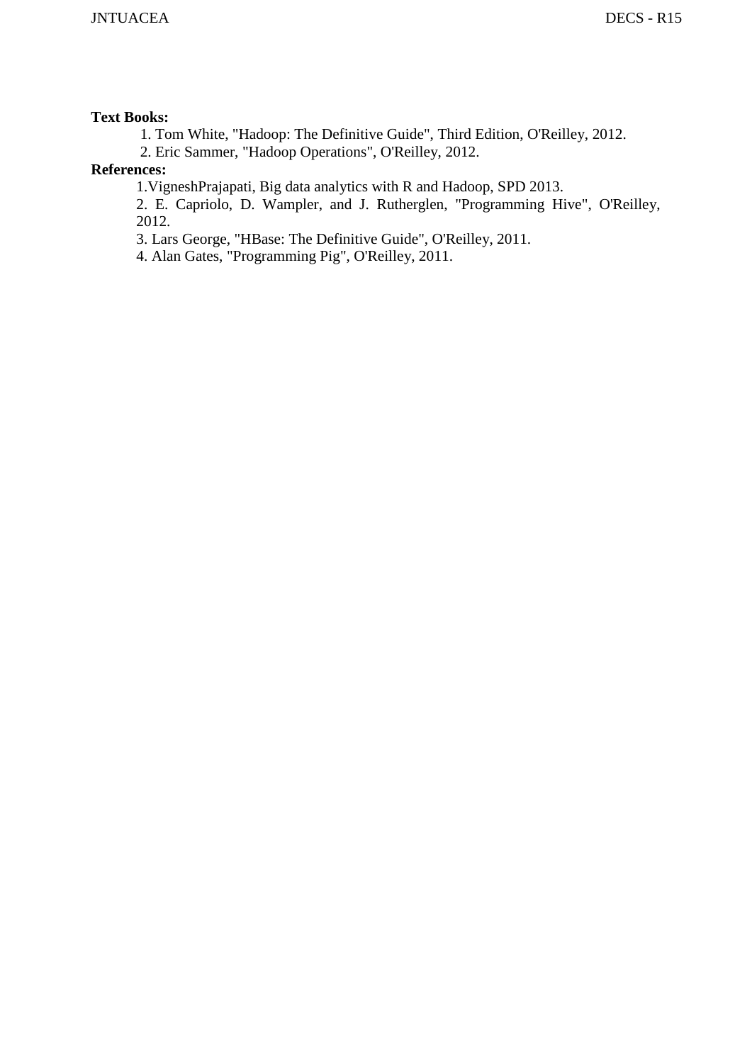**Text Books:**

1. Tom White, "Hadoop: The Definitive Guide", Third Edition, O'Reilley, 2012.
2. Eric Sammer, "Hadoop Operations", O'Reilley, 2012.

**References:**

1. VigneshPrajapati, Big data analytics with R and Hadoop, SPD 2013.
2. E. Capriolo, D. Wampler, and J. Rutherglen, "Programming Hive", O'Reilley, 2012.
3. Lars George, "HBase: The Definitive Guide", O'Reilley, 2011.
4. Alan Gates, "Programming Pig", O'Reilley, 2011.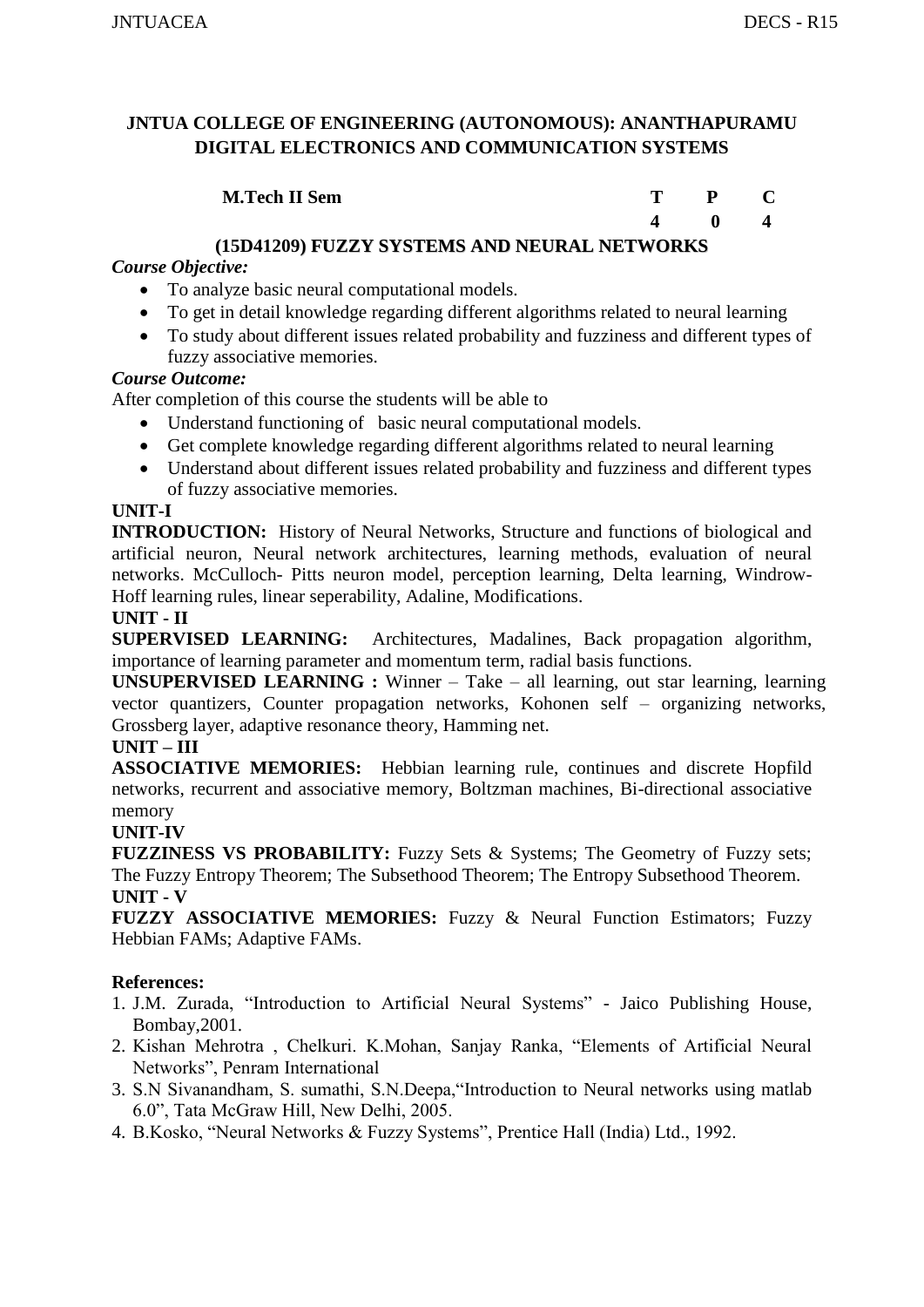**JNTUA COLLEGE OF ENGINEERING (AUTONOMOUS): ANANTHAPURAMU**
**DIGITAL ELECTRONICS AND COMMUNICATION SYSTEMS**

| **M.Tech II Sem** | **T** | **P** | **C** |
|---|---|---|---|
| | **4** | **0** | **4** |

**(15D41209) FUZZY SYSTEMS AND NEURAL NETWORKS**

***Course Objective:***

- To analyze basic neural computational models.
- To get in detail knowledge regarding different algorithms related to neural learning
- To study about different issues related probability and fuzziness and different types of fuzzy associative memories.

***Course Outcome:***

After completion of this course the students will be able to

- Understand functioning of basic neural computational models.
- Get complete knowledge regarding different algorithms related to neural learning
- Understand about different issues related probability and fuzziness and different types of fuzzy associative memories.

**UNIT-I**

**INTRODUCTION:** History of Neural Networks, Structure and functions of biological and artificial neuron, Neural network architectures, learning methods, evaluation of neural networks. McCulloch- Pitts neuron model, perception learning, Delta learning, Windrow-Hoff learning rules, linear seperability, Adaline, Modifications.

**UNIT - II**

**SUPERVISED LEARNING:** Architectures, Madalines, Back propagation algorithm, importance of learning parameter and momentum term, radial basis functions.

**UNSUPERVISED LEARNING :** Winner – Take – all learning, out star learning, learning vector quantizers, Counter propagation networks, Kohonen self – organizing networks, Grossberg layer, adaptive resonance theory, Hamming net.

**UNIT – III**

**ASSOCIATIVE MEMORIES:** Hebbian learning rule, continues and discrete Hopfild networks, recurrent and associative memory, Boltzman machines, Bi-directional associative memory

**UNIT-IV**

**FUZZINESS VS PROBABILITY:** Fuzzy Sets & Systems; The Geometry of Fuzzy sets; The Fuzzy Entropy Theorem; The Subsethood Theorem; The Entropy Subsethood Theorem.

**UNIT - V**

**FUZZY ASSOCIATIVE MEMORIES:** Fuzzy & Neural Function Estimators; Fuzzy Hebbian FAMs; Adaptive FAMs.

**References:**

1. J.M. Zurada, "Introduction to Artificial Neural Systems" - Jaico Publishing House, Bombay,2001.
2. Kishan Mehrotra , Chelkuri. K.Mohan, Sanjay Ranka, "Elements of Artificial Neural Networks", Penram International
3. S.N Sivanandham, S. sumathi, S.N.Deepa,"Introduction to Neural networks using matlab 6.0", Tata McGraw Hill, New Delhi, 2005.
4. B.Kosko, "Neural Networks & Fuzzy Systems", Prentice Hall (India) Ltd., 1992.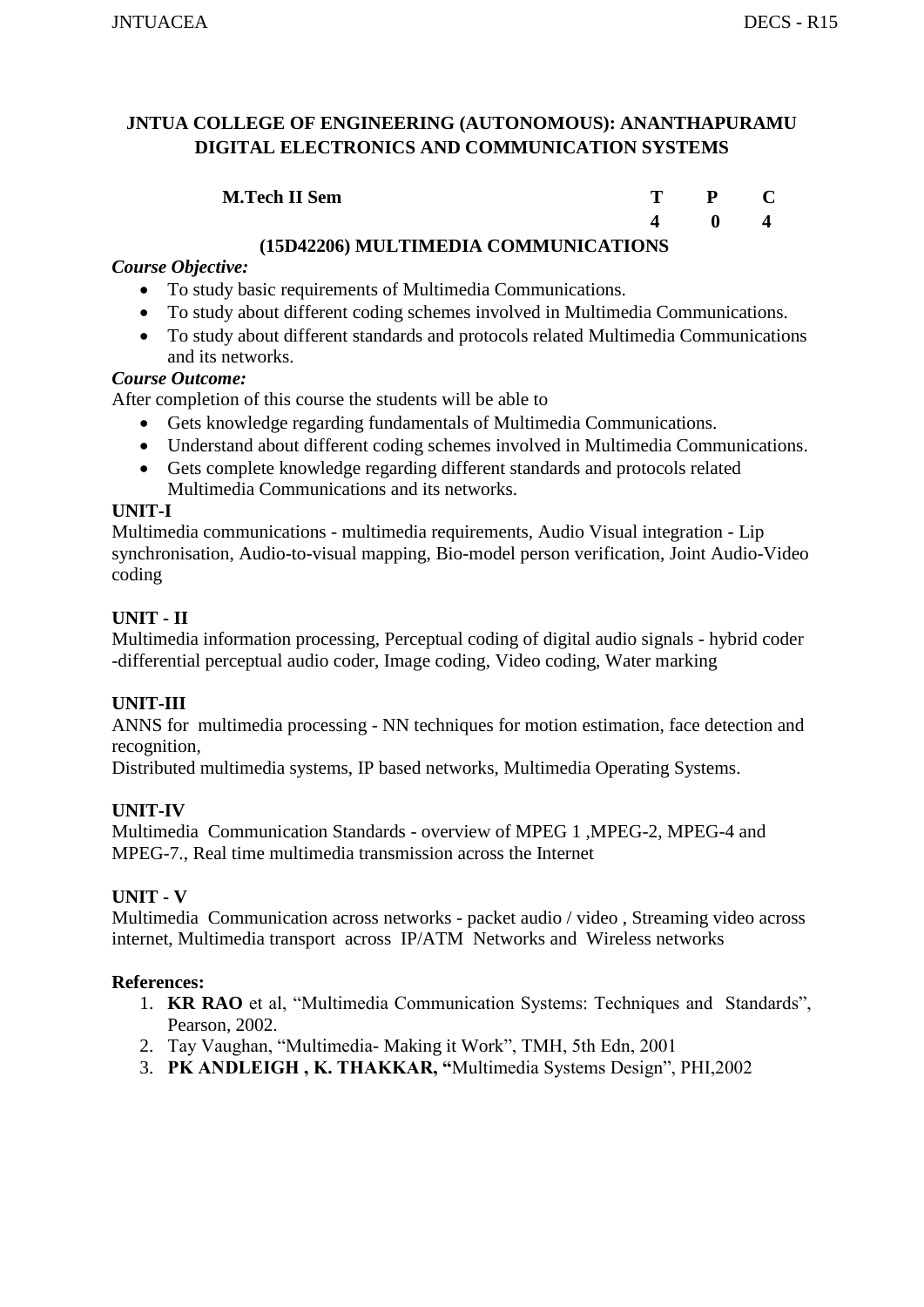**JNTUA COLLEGE OF ENGINEERING (AUTONOMOUS): ANANTHAPURAMU**
**DIGITAL ELECTRONICS AND COMMUNICATION SYSTEMS**

| **M.Tech II Sem** | **T** | **P** | **C** |
|---|---|---|---|
| | **4** | **0** | **4** |

## (15D42206) MULTIMEDIA COMMUNICATIONS

***Course Objective:***

- To study basic requirements of Multimedia Communications.
- To study about different coding schemes involved in Multimedia Communications.
- To study about different standards and protocols related Multimedia Communications and its networks.

***Course Outcome:***

After completion of this course the students will be able to

- Gets knowledge regarding fundamentals of Multimedia Communications.
- Understand about different coding schemes involved in Multimedia Communications.
- Gets complete knowledge regarding different standards and protocols related Multimedia Communications and its networks.

**UNIT-I**

Multimedia communications - multimedia requirements, Audio Visual integration - Lip synchronisation, Audio-to-visual mapping, Bio-model person verification, Joint Audio-Video coding

**UNIT - II**

Multimedia information processing, Perceptual coding of digital audio signals - hybrid coder -differential perceptual audio coder, Image coding, Video coding, Water marking

**UNIT-III**

ANNS for multimedia processing - NN techniques for motion estimation, face detection and recognition,

Distributed multimedia systems, IP based networks, Multimedia Operating Systems.

**UNIT-IV**

Multimedia Communication Standards - overview of MPEG 1 ,MPEG-2, MPEG-4 and MPEG-7., Real time multimedia transmission across the Internet

**UNIT - V**

Multimedia Communication across networks - packet audio / video , Streaming video across internet, Multimedia transport across IP/ATM Networks and Wireless networks

**References:**

1. **KR RAO** et al, "Multimedia Communication Systems: Techniques and Standards", Pearson, 2002.
2. Tay Vaughan, "Multimedia- Making it Work", TMH, 5th Edn, 2001
3. **PK ANDLEIGH , K. THAKKAR, "**Multimedia Systems Design", PHI,2002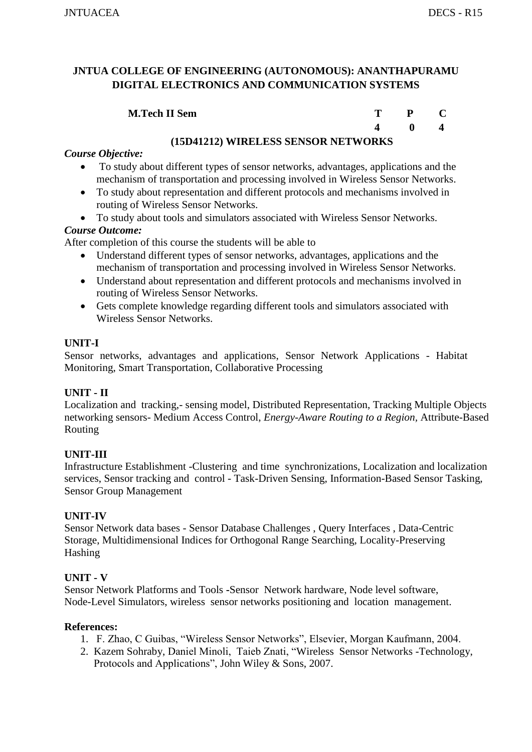**JNTUA COLLEGE OF ENGINEERING (AUTONOMOUS): ANANTHAPURAMU**
**DIGITAL ELECTRONICS AND COMMUNICATION SYSTEMS**

| **M.Tech II Sem** | **T** | **P** | **C** |
|---|---|---|---|
| | **4** | **0** | **4** |

**(15D41212) WIRELESS SENSOR NETWORKS**

***Course Objective:***

- To study about different types of sensor networks, advantages, applications and the mechanism of transportation and processing involved in Wireless Sensor Networks.
- To study about representation and different protocols and mechanisms involved in routing of Wireless Sensor Networks.
- To study about tools and simulators associated with Wireless Sensor Networks.

***Course Outcome:***

After completion of this course the students will be able to

- Understand different types of sensor networks, advantages, applications and the mechanism of transportation and processing involved in Wireless Sensor Networks.
- Understand about representation and different protocols and mechanisms involved in routing of Wireless Sensor Networks.
- Gets complete knowledge regarding different tools and simulators associated with Wireless Sensor Networks.

**UNIT-I**

Sensor networks, advantages and applications, Sensor Network Applications - Habitat Monitoring, Smart Transportation, Collaborative Processing

**UNIT - II**

Localization and tracking,- sensing model, Distributed Representation, Tracking Multiple Objects networking sensors- Medium Access Control, *Energy-Aware Routing to a Region*, Attribute-Based Routing

**UNIT-III**

Infrastructure Establishment -Clustering and time synchronizations, Localization and localization services, Sensor tracking and control - Task-Driven Sensing, Information-Based Sensor Tasking, Sensor Group Management

**UNIT-IV**

Sensor Network data bases - Sensor Database Challenges , Query Interfaces , Data-Centric Storage, Multidimensional Indices for Orthogonal Range Searching, Locality-Preserving Hashing

**UNIT - V**

Sensor Network Platforms and Tools -Sensor Network hardware, Node level software, Node-Level Simulators, wireless sensor networks positioning and location management.

**References:**

1. F. Zhao, C Guibas, "Wireless Sensor Networks", Elsevier, Morgan Kaufmann, 2004.
2. Kazem Sohraby, Daniel Minoli, Taieb Znati, "Wireless Sensor Networks -Technology, Protocols and Applications", John Wiley & Sons, 2007.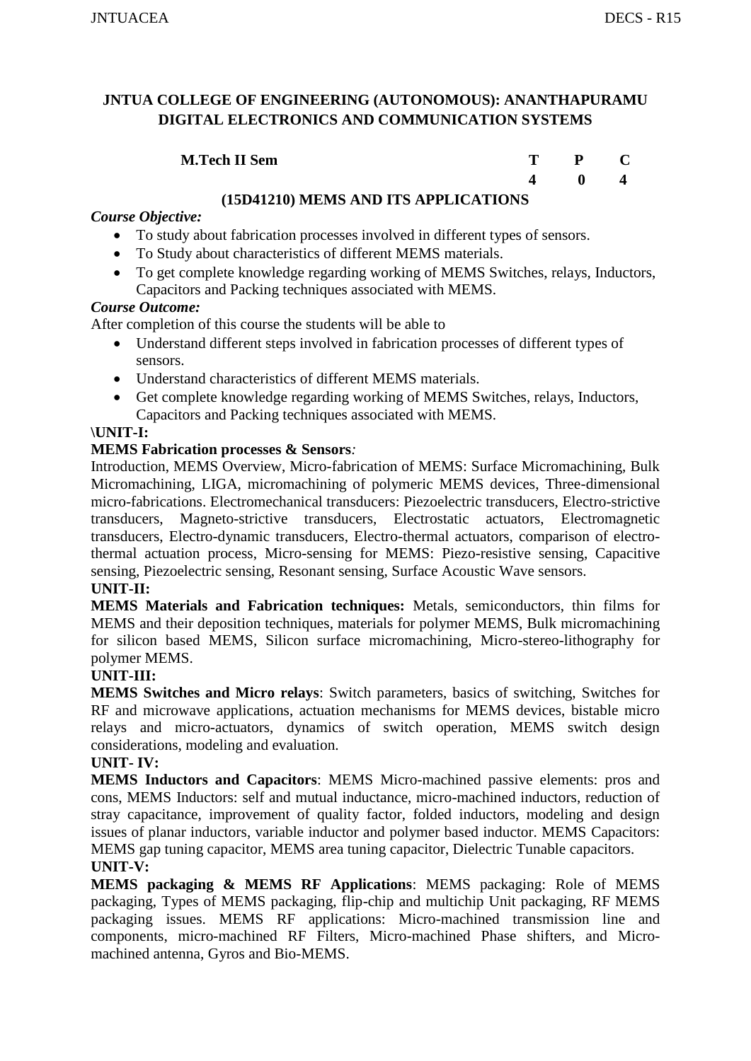# JNTUA COLLEGE OF ENGINEERING (AUTONOMOUS): ANANTHAPURAMU
## DIGITAL ELECTRONICS AND COMMUNICATION SYSTEMS

| M.Tech II Sem | T | P | C |
|---|---|---|---|
| | 4 | 0 | 4 |

### (15D41210) MEMS AND ITS APPLICATIONS

***Course Objective:***

- To study about fabrication processes involved in different types of sensors.
- To Study about characteristics of different MEMS materials.
- To get complete knowledge regarding working of MEMS Switches, relays, Inductors, Capacitors and Packing techniques associated with MEMS.

***Course Outcome:***

After completion of this course the students will be able to

- Understand different steps involved in fabrication processes of different types of sensors.
- Understand characteristics of different MEMS materials.
- Get complete knowledge regarding working of MEMS Switches, relays, Inductors, Capacitors and Packing techniques associated with MEMS.

**\UNIT-I:**

**MEMS Fabrication processes & Sensors***:*

Introduction, MEMS Overview, Micro-fabrication of MEMS: Surface Micromachining, Bulk Micromachining, LIGA, micromachining of polymeric MEMS devices, Three-dimensional micro-fabrications. Electromechanical transducers: Piezoelectric transducers, Electro-strictive transducers, Magneto-strictive transducers, Electrostatic actuators, Electromagnetic transducers, Electro-dynamic transducers, Electro-thermal actuators, comparison of electro-thermal actuation process, Micro-sensing for MEMS: Piezo-resistive sensing, Capacitive sensing, Piezoelectric sensing, Resonant sensing, Surface Acoustic Wave sensors.

**UNIT-II:**

**MEMS Materials and Fabrication techniques:** Metals, semiconductors, thin films for MEMS and their deposition techniques, materials for polymer MEMS, Bulk micromachining for silicon based MEMS, Silicon surface micromachining, Micro-stereo-lithography for polymer MEMS.

**UNIT-III:**

**MEMS Switches and Micro relays**: Switch parameters, basics of switching, Switches for RF and microwave applications, actuation mechanisms for MEMS devices, bistable micro relays and micro-actuators, dynamics of switch operation, MEMS switch design considerations, modeling and evaluation.

**UNIT- IV:**

**MEMS Inductors and Capacitors**: MEMS Micro-machined passive elements: pros and cons, MEMS Inductors: self and mutual inductance, micro-machined inductors, reduction of stray capacitance, improvement of quality factor, folded inductors, modeling and design issues of planar inductors, variable inductor and polymer based inductor. MEMS Capacitors: MEMS gap tuning capacitor, MEMS area tuning capacitor, Dielectric Tunable capacitors.

**UNIT-V:**

**MEMS packaging & MEMS RF Applications**: MEMS packaging: Role of MEMS packaging, Types of MEMS packaging, flip-chip and multichip Unit packaging, RF MEMS packaging issues. MEMS RF applications: Micro-machined transmission line and components, micro-machined RF Filters, Micro-machined Phase shifters, and Micro-machined antenna, Gyros and Bio-MEMS.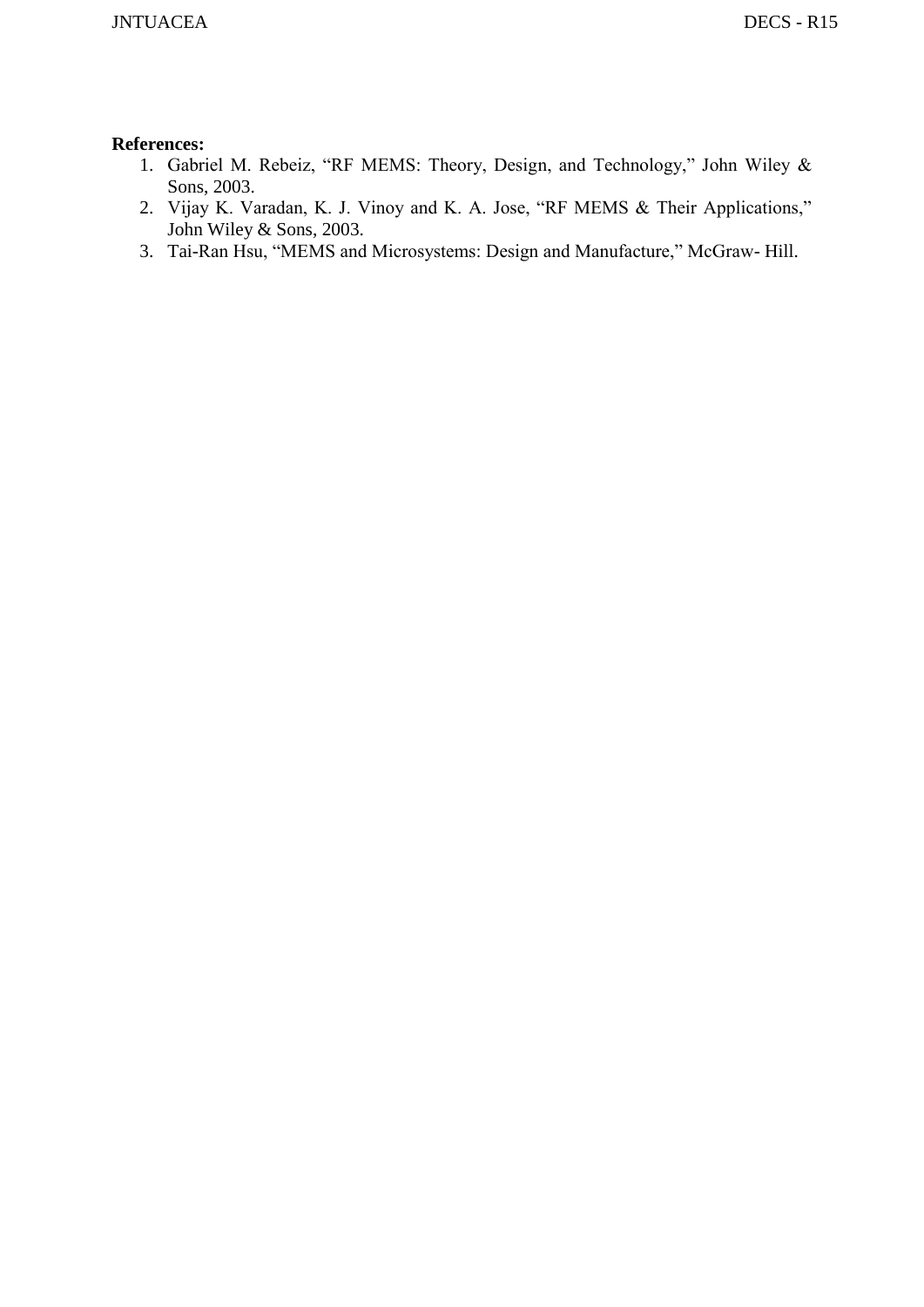**References:**

1. Gabriel M. Rebeiz, “RF MEMS: Theory, Design, and Technology,” John Wiley & Sons, 2003.
2. Vijay K. Varadan, K. J. Vinoy and K. A. Jose, “RF MEMS & Their Applications,” John Wiley & Sons, 2003.
3. Tai-Ran Hsu, “MEMS and Microsystems: Design and Manufacture,” McGraw- Hill.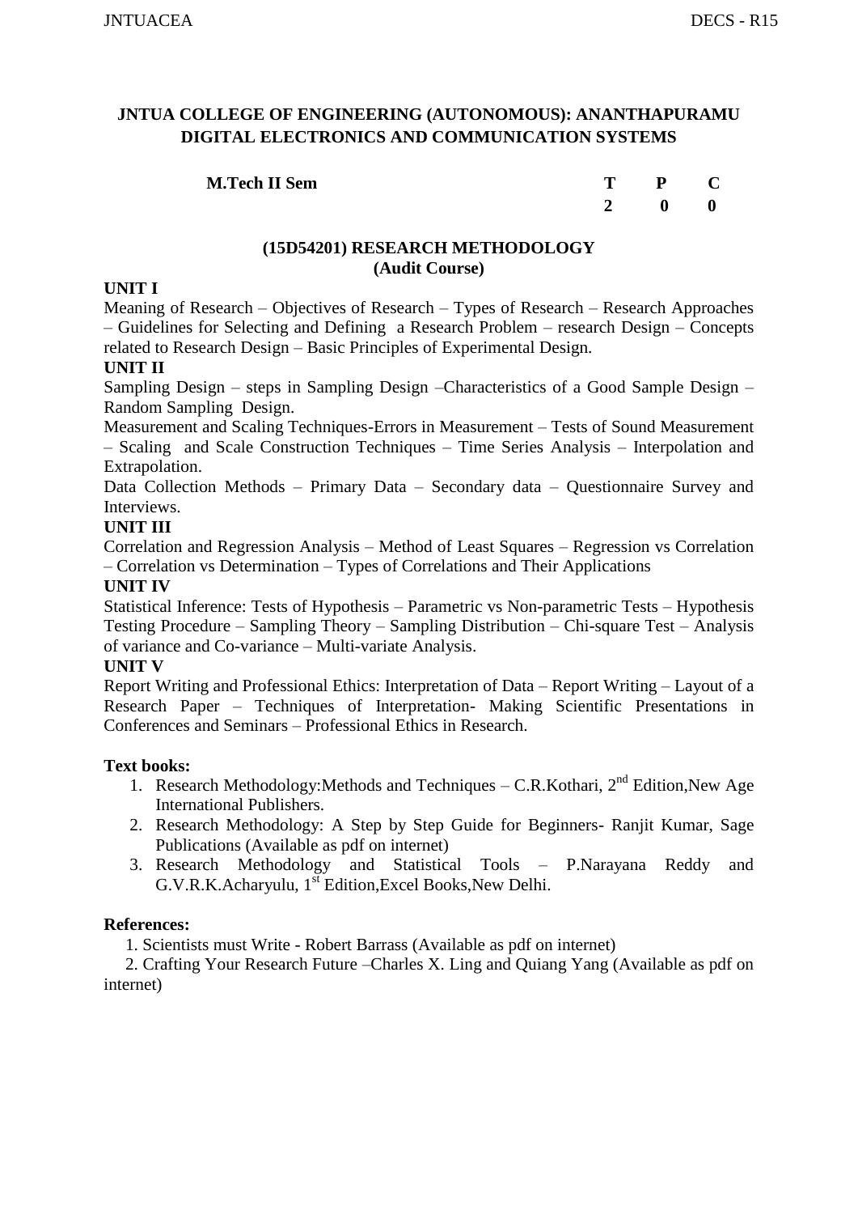**JNTUA COLLEGE OF ENGINEERING (AUTONOMOUS): ANANTHAPURAMU**
**DIGITAL ELECTRONICS AND COMMUNICATION SYSTEMS**

| **M.Tech II Sem** | **T** | **P** | **C** |
|---|---|---|---|
| | **2** | **0** | **0** |

## (15D54201) RESEARCH METHODOLOGY
**(Audit Course)**

**UNIT I**

Meaning of Research – Objectives of Research – Types of Research – Research Approaches – Guidelines for Selecting and Defining a Research Problem – research Design – Concepts related to Research Design – Basic Principles of Experimental Design.

**UNIT II**

Sampling Design – steps in Sampling Design –Characteristics of a Good Sample Design – Random Sampling Design.

Measurement and Scaling Techniques-Errors in Measurement – Tests of Sound Measurement – Scaling and Scale Construction Techniques – Time Series Analysis – Interpolation and Extrapolation.

Data Collection Methods – Primary Data – Secondary data – Questionnaire Survey and Interviews.

**UNIT III**

Correlation and Regression Analysis – Method of Least Squares – Regression vs Correlation – Correlation vs Determination – Types of Correlations and Their Applications

**UNIT IV**

Statistical Inference: Tests of Hypothesis – Parametric vs Non-parametric Tests – Hypothesis Testing Procedure – Sampling Theory – Sampling Distribution – Chi-square Test – Analysis of variance and Co-variance – Multi-variate Analysis.

**UNIT V**

Report Writing and Professional Ethics: Interpretation of Data – Report Writing – Layout of a Research Paper – Techniques of Interpretation- Making Scientific Presentations in Conferences and Seminars – Professional Ethics in Research.

**Text books:**

1. Research Methodology:Methods and Techniques – C.R.Kothari, 2nd Edition,New Age International Publishers.
2. Research Methodology: A Step by Step Guide for Beginners- Ranjit Kumar, Sage Publications (Available as pdf on internet)
3. Research Methodology and Statistical Tools – P.Narayana Reddy and G.V.R.K.Acharyulu, 1st Edition,Excel Books,New Delhi.

**References:**

1. Scientists must Write - Robert Barrass (Available as pdf on internet)
2. Crafting Your Research Future –Charles X. Ling and Quiang Yang (Available as pdf on internet)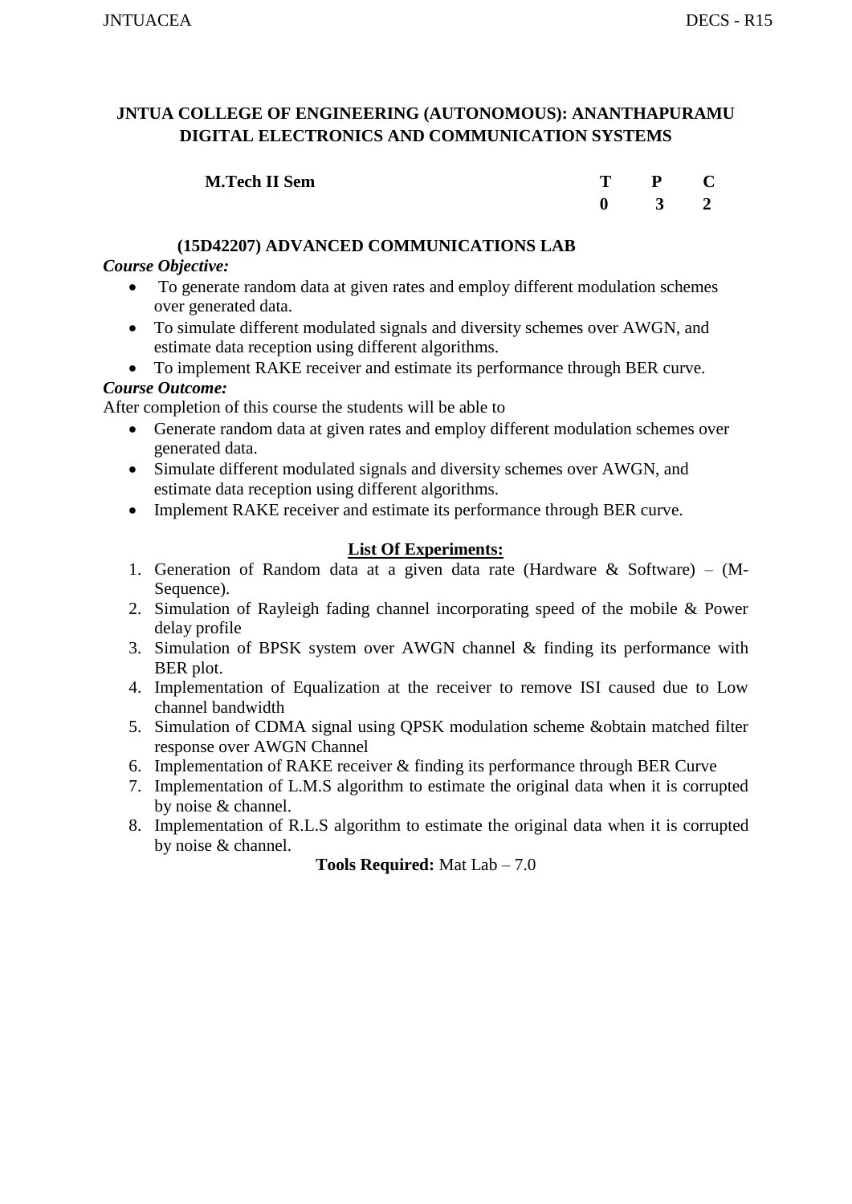**JNTUA COLLEGE OF ENGINEERING (AUTONOMOUS): ANANTHAPURAMU**
**DIGITAL ELECTRONICS AND COMMUNICATION SYSTEMS**

| **M.Tech II Sem** | **T** | **P** | **C** |
|---|---|---|---|
| | **0** | **3** | **2** |

### (15D42207) ADVANCED COMMUNICATIONS LAB

***Course Objective:***

- To generate random data at given rates and employ different modulation schemes over generated data.
- To simulate different modulated signals and diversity schemes over AWGN, and estimate data reception using different algorithms.
- To implement RAKE receiver and estimate its performance through BER curve.

***Course Outcome:***

After completion of this course the students will be able to

- Generate random data at given rates and employ different modulation schemes over generated data.
- Simulate different modulated signals and diversity schemes over AWGN, and estimate data reception using different algorithms.
- Implement RAKE receiver and estimate its performance through BER curve.

**List Of Experiments:**

1. Generation of Random data at a given data rate (Hardware & Software) – (M-Sequence).
2. Simulation of Rayleigh fading channel incorporating speed of the mobile & Power delay profile
3. Simulation of BPSK system over AWGN channel & finding its performance with BER plot.
4. Implementation of Equalization at the receiver to remove ISI caused due to Low channel bandwidth
5. Simulation of CDMA signal using QPSK modulation scheme &obtain matched filter response over AWGN Channel
6. Implementation of RAKE receiver & finding its performance through BER Curve
7. Implementation of L.M.S algorithm to estimate the original data when it is corrupted by noise & channel.
8. Implementation of R.L.S algorithm to estimate the original data when it is corrupted by noise & channel.

**Tools Required:** Mat Lab – 7.0